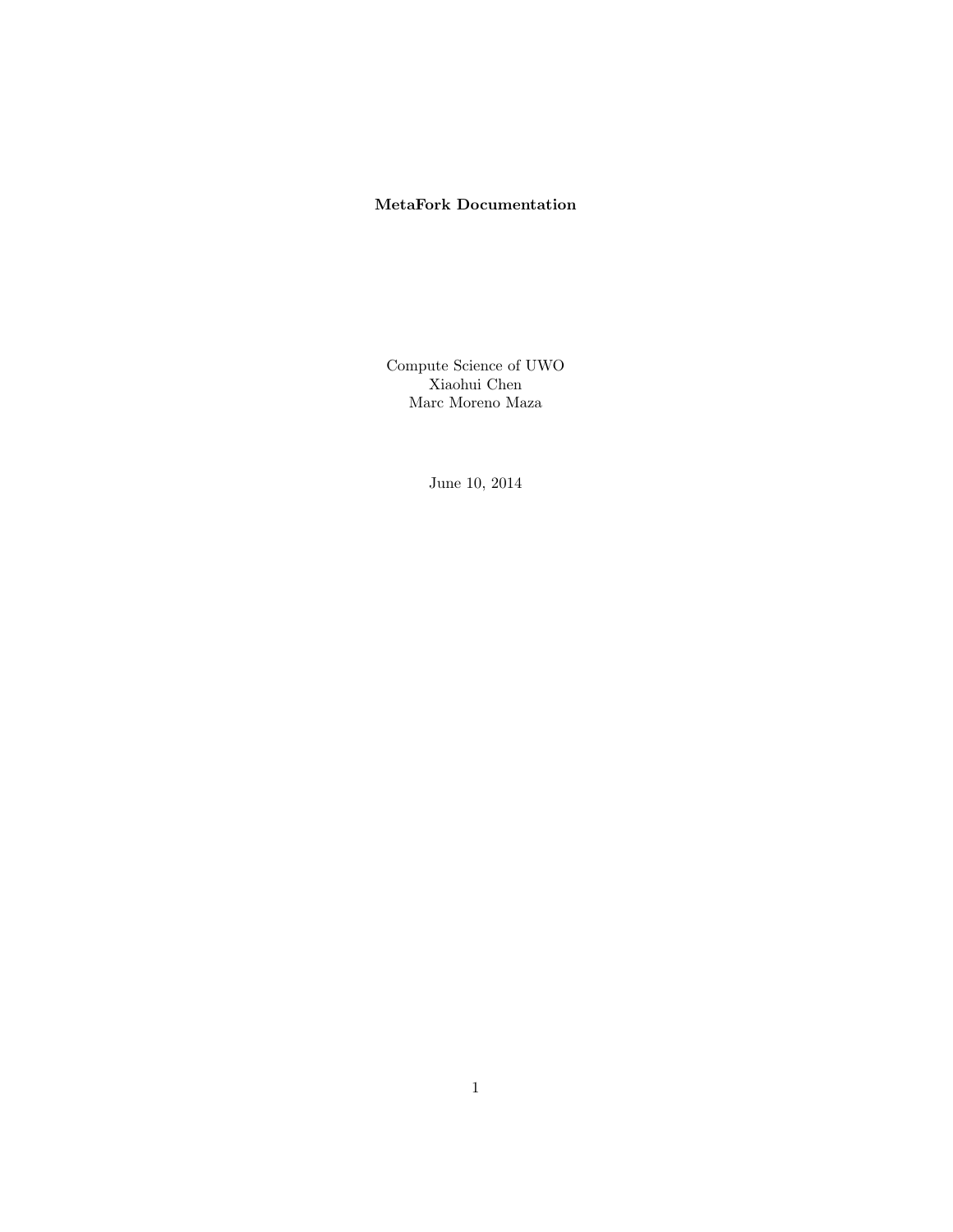# MetaFork Documentation

Compute Science of UWO
Xiaohui Chen
Marc Moreno Maza

June 10, 2014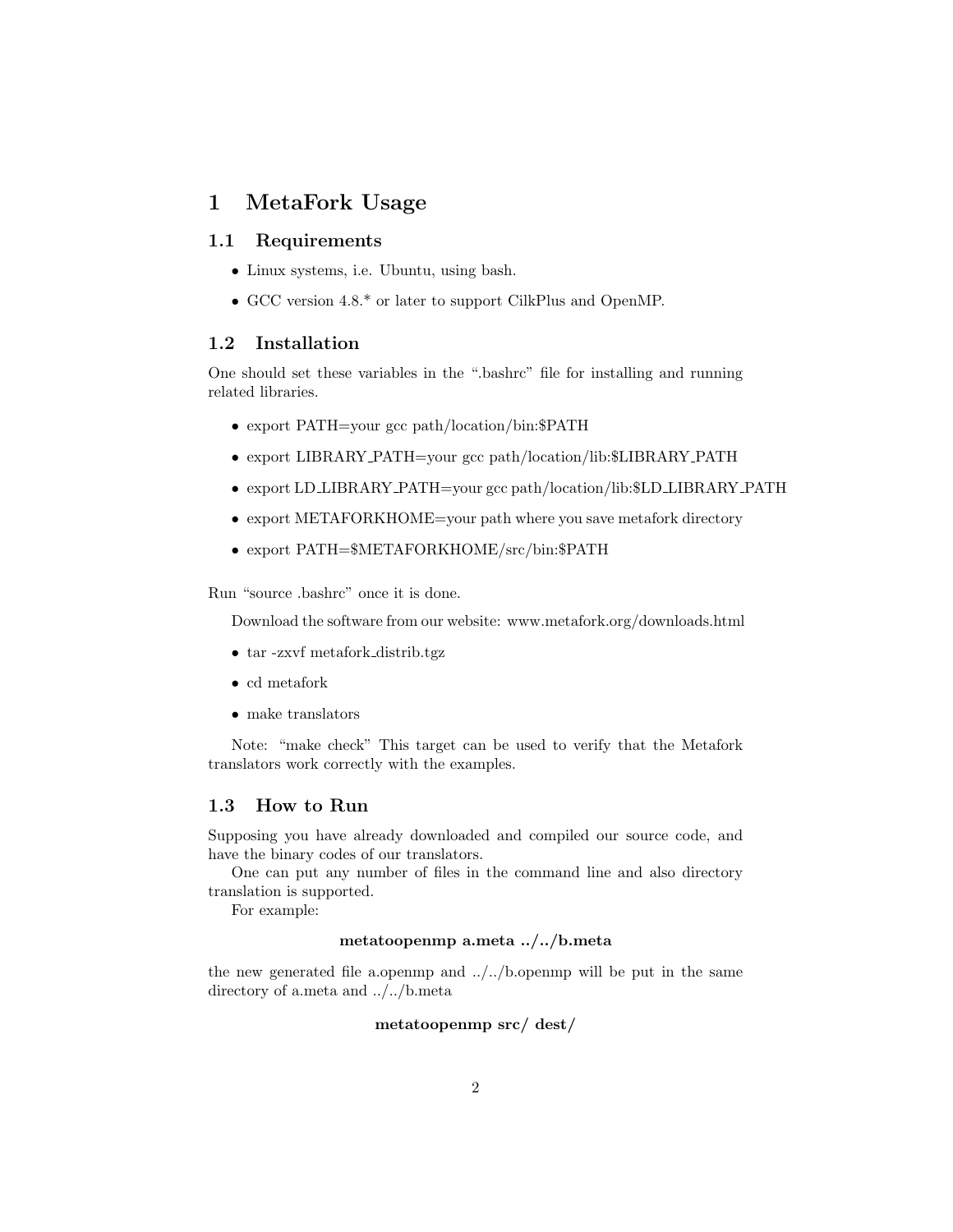# 1 MetaFork Usage

## 1.1 Requirements

- Linux systems, i.e. Ubuntu, using bash.
- GCC version 4.8.* or later to support CilkPlus and OpenMP.

## 1.2 Installation

One should set these variables in the ".bashrc" file for installing and running related libraries.

- export PATH=your gcc path/location/bin:$PATH
- export LIBRARY_PATH=your gcc path/location/lib:$LIBRARY_PATH
- export LD_LIBRARY_PATH=your gcc path/location/lib:$LD_LIBRARY_PATH
- export METAFORKHOME=your path where you save metafork directory
- export PATH=$METAFORKHOME/src/bin:$PATH

Run "source .bashrc" once it is done.

Download the software from our website: www.metafork.org/downloads.html

- tar -zxvf metafork_distrib.tgz
- cd metafork
- make translators

Note: "make check" This target can be used to verify that the Metafork translators work correctly with the examples.

## 1.3 How to Run

Supposing you have already downloaded and compiled our source code, and have the binary codes of our translators.

One can put any number of files in the command line and also directory translation is supported.

For example:

**metatoopenmp a.meta ../../b.meta**

the new generated file a.openmp and ../../b.openmp will be put in the same directory of a.meta and ../../b.meta

**metatoopenmp src/ dest/**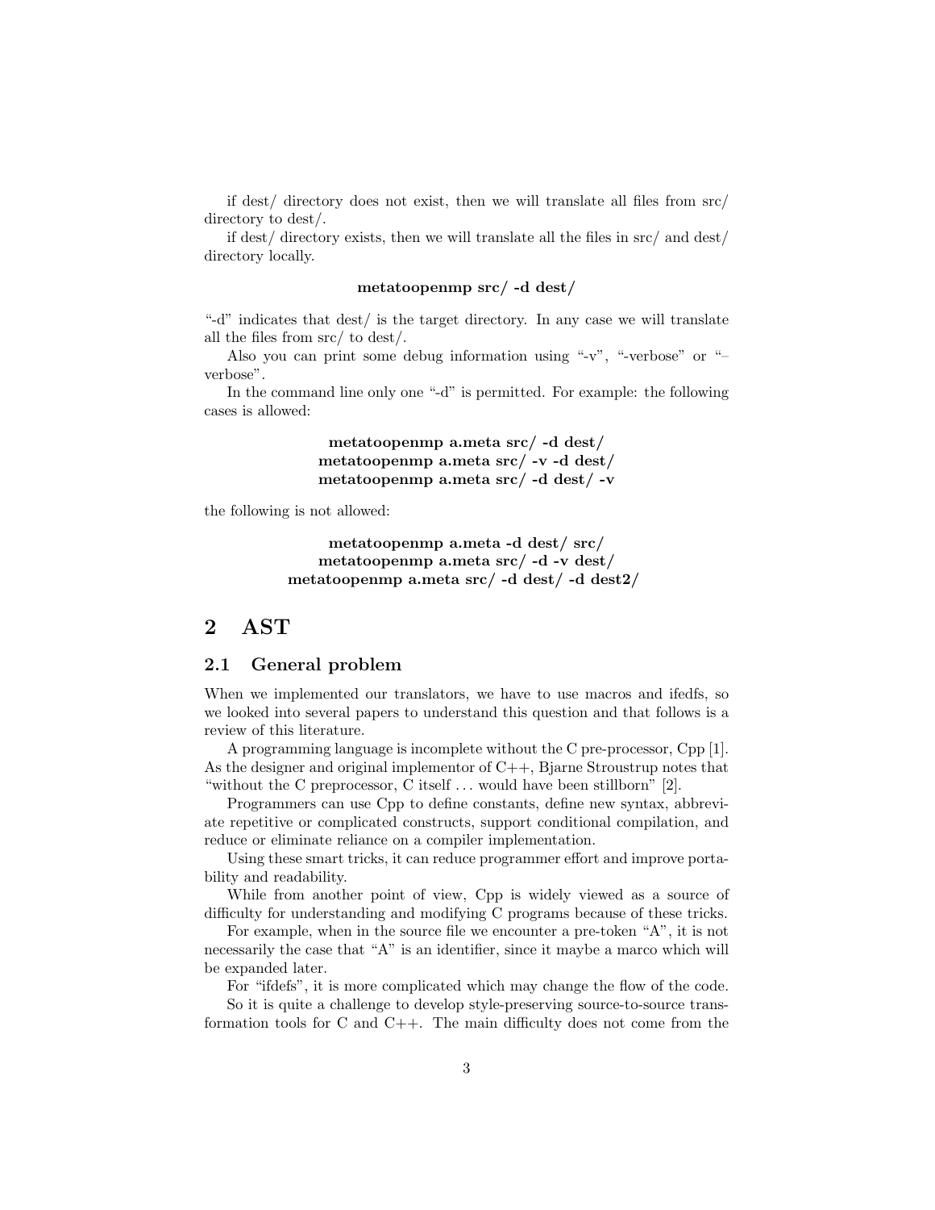if dest/ directory does not exist, then we will translate all files from src/ directory to dest/.

if dest/ directory exists, then we will translate all the files in src/ and dest/ directory locally.

**metatoopenmp src/ -d dest/**

"-d" indicates that dest/ is the target directory. In any case we will translate all the files from src/ to dest/.

Also you can print some debug information using "-v", "-verbose" or "–verbose".

In the command line only one "-d" is permitted. For example: the following cases is allowed:

**metatoopenmp a.meta src/ -d dest/**
**metatoopenmp a.meta src/ -v -d dest/**
**metatoopenmp a.meta src/ -d dest/ -v**

the following is not allowed:

**metatoopenmp a.meta -d dest/ src/**
**metatoopenmp a.meta src/ -d -v dest/**
**metatoopenmp a.meta src/ -d dest/ -d dest2/**

# 2 AST

## 2.1 General problem

When we implemented our translators, we have to use macros and ifedfs, so we looked into several papers to understand this question and that follows is a review of this literature.

A programming language is incomplete without the C pre-processor, Cpp [1]. As the designer and original implementor of C++, Bjarne Stroustrup notes that "without the C preprocessor, C itself ... would have been stillborn" [2].

Programmers can use Cpp to define constants, define new syntax, abbreviate repetitive or complicated constructs, support conditional compilation, and reduce or eliminate reliance on a compiler implementation.

Using these smart tricks, it can reduce programmer effort and improve portability and readability.

While from another point of view, Cpp is widely viewed as a source of difficulty for understanding and modifying C programs because of these tricks.

For example, when in the source file we encounter a pre-token "A", it is not necessarily the case that "A" is an identifier, since it maybe a marco which will be expanded later.

For "ifdefs", it is more complicated which may change the flow of the code.

So it is quite a challenge to develop style-preserving source-to-source transformation tools for C and C++. The main difficulty does not come from the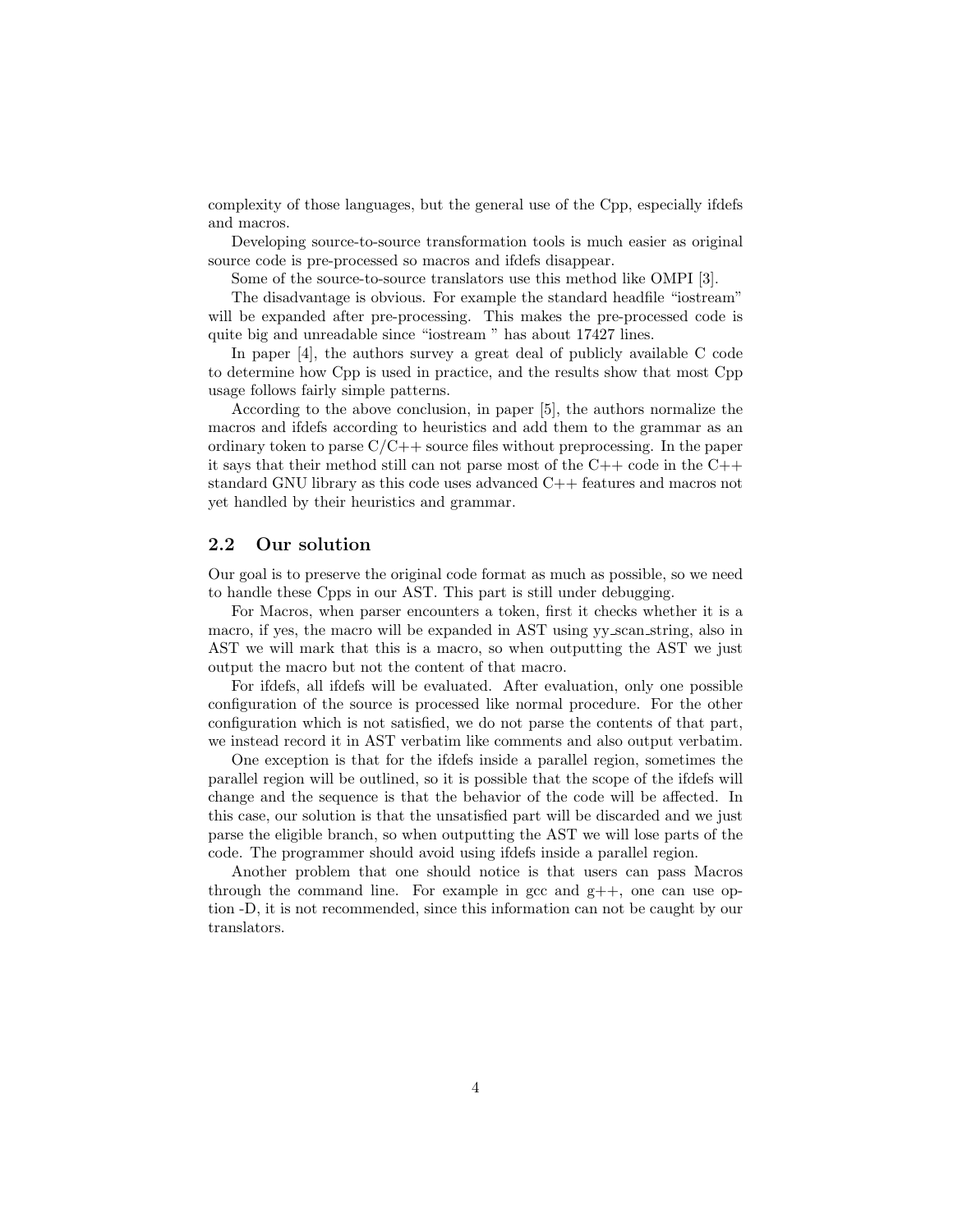complexity of those languages, but the general use of the Cpp, especially ifdefs and macros.

Developing source-to-source transformation tools is much easier as original source code is pre-processed so macros and ifdefs disappear.

Some of the source-to-source translators use this method like OMPI [3].

The disadvantage is obvious. For example the standard headfile "iostream" will be expanded after pre-processing. This makes the pre-processed code is quite big and unreadable since "iostream " has about 17427 lines.

In paper [4], the authors survey a great deal of publicly available C code to determine how Cpp is used in practice, and the results show that most Cpp usage follows fairly simple patterns.

According to the above conclusion, in paper [5], the authors normalize the macros and ifdefs according to heuristics and add them to the grammar as an ordinary token to parse C/C++ source files without preprocessing. In the paper it says that their method still can not parse most of the C++ code in the C++ standard GNU library as this code uses advanced C++ features and macros not yet handled by their heuristics and grammar.

## 2.2 Our solution

Our goal is to preserve the original code format as much as possible, so we need to handle these Cpps in our AST. This part is still under debugging.

For Macros, when parser encounters a token, first it checks whether it is a macro, if yes, the macro will be expanded in AST using yy_scan_string, also in AST we will mark that this is a macro, so when outputting the AST we just output the macro but not the content of that macro.

For ifdefs, all ifdefs will be evaluated. After evaluation, only one possible configuration of the source is processed like normal procedure. For the other configuration which is not satisfied, we do not parse the contents of that part, we instead record it in AST verbatim like comments and also output verbatim.

One exception is that for the ifdefs inside a parallel region, sometimes the parallel region will be outlined, so it is possible that the scope of the ifdefs will change and the sequence is that the behavior of the code will be affected. In this case, our solution is that the unsatisfied part will be discarded and we just parse the eligible branch, so when outputting the AST we will lose parts of the code. The programmer should avoid using ifdefs inside a parallel region.

Another problem that one should notice is that users can pass Macros through the command line. For example in gcc and g++, one can use option -D, it is not recommended, since this information can not be caught by our translators.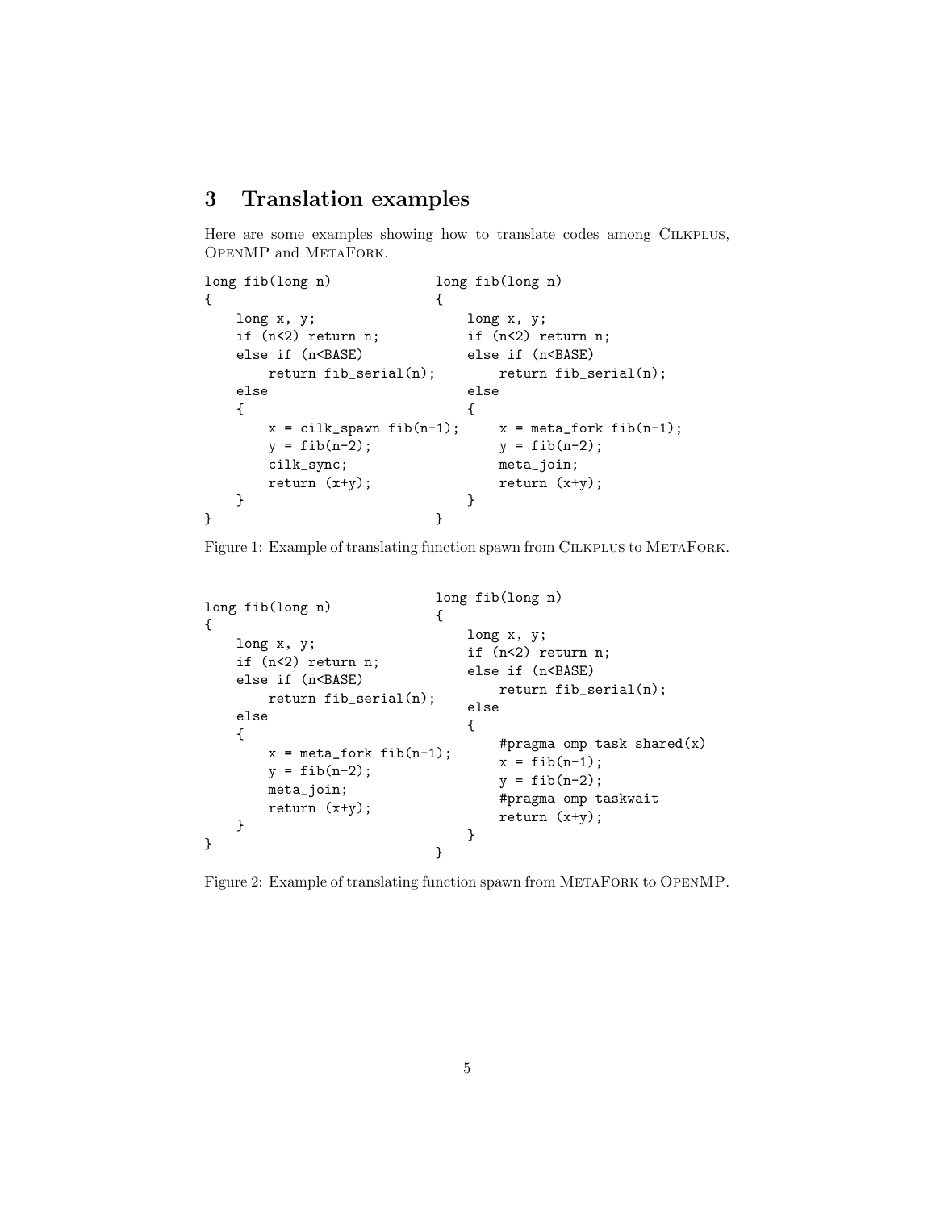## 3 Translation examples

Here are some examples showing how to translate codes among CilkPlus, OpenMP and MetaFork.

```
long fib(long n)
{
    long x, y;
    if (n<2) return n;
    else if (n<BASE)
        return fib_serial(n);
    else
    {
        x = cilk_spawn fib(n-1);
        y = fib(n-2);
        cilk_sync;
        return (x+y);
    }
}
```

```
long fib(long n)
{
    long x, y;
    if (n<2) return n;
    else if (n<BASE)
        return fib_serial(n);
    else
    {
        x = meta_fork fib(n-1);
        y = fib(n-2);
        meta_join;
        return (x+y);
    }
}
```

Figure 1: Example of translating function spawn from CilkPlus to MetaFork.

```
long fib(long n)
{
    long x, y;
    if (n<2) return n;
    else if (n<BASE)
        return fib_serial(n);
    else
    {
        x = meta_fork fib(n-1);
        y = fib(n-2);
        meta_join;
        return (x+y);
    }
}
```

```
long fib(long n)
{
    long x, y;
    if (n<2) return n;
    else if (n<BASE)
        return fib_serial(n);
    else
    {
        #pragma omp task shared(x)
        x = fib(n-1);
        y = fib(n-2);
        #pragma omp taskwait
        return (x+y);
    }
}
```

Figure 2: Example of translating function spawn from MetaFork to OpenMP.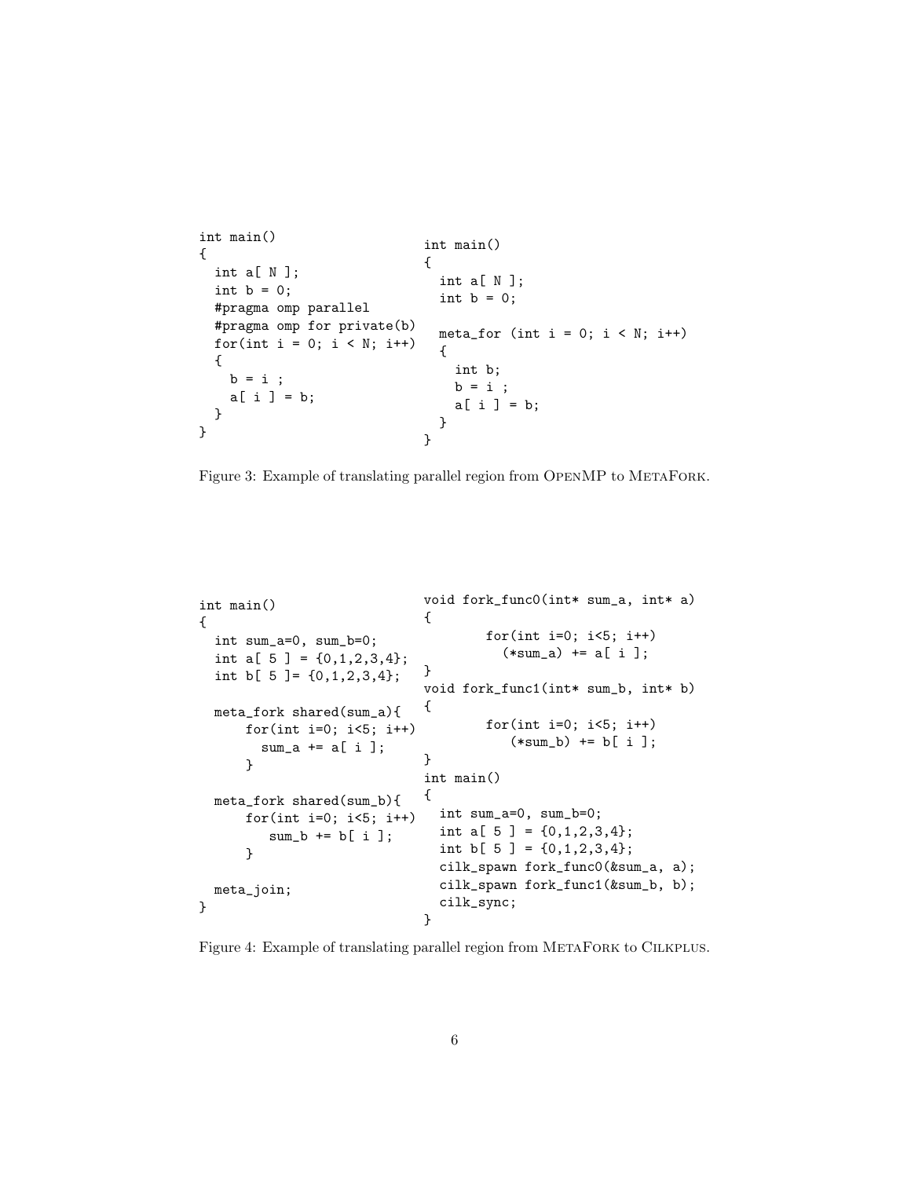```
int main()
{
  int a[ N ];
  int b = 0;
  #pragma omp parallel
  #pragma omp for private(b)
  for(int i = 0; i < N; i++)
  {
    b = i ;
    a[ i ] = b;
  }
}
```

```
int main()
{
  int a[ N ];
  int b = 0;

  meta_for (int i = 0; i < N; i++)
  {
    int b;
    b = i ;
    a[ i ] = b;
  }
}
```

Figure 3: Example of translating parallel region from OpenMP to MetaFork.

```
int main()
{
  int sum_a=0, sum_b=0;
  int a[ 5 ] = {0,1,2,3,4};
  int b[ 5 ]= {0,1,2,3,4};

  meta_fork shared(sum_a){
      for(int i=0; i<5; i++)
        sum_a += a[ i ];
      }

  meta_fork shared(sum_b){
      for(int i=0; i<5; i++)
         sum_b += b[ i ];
      }

  meta_join;
}
```

```
void fork_func0(int* sum_a, int* a)
{
        for(int i=0; i<5; i++)
          (*sum_a) += a[ i ];
}
void fork_func1(int* sum_b, int* b)
{
        for(int i=0; i<5; i++)
           (*sum_b) += b[ i ];
}
int main()
{
  int sum_a=0, sum_b=0;
  int a[ 5 ] = {0,1,2,3,4};
  int b[ 5 ] = {0,1,2,3,4};
  cilk_spawn fork_func0(&sum_a, a);
  cilk_spawn fork_func1(&sum_b, b);
  cilk_sync;
}
```

Figure 4: Example of translating parallel region from MetaFork to CilkPlus.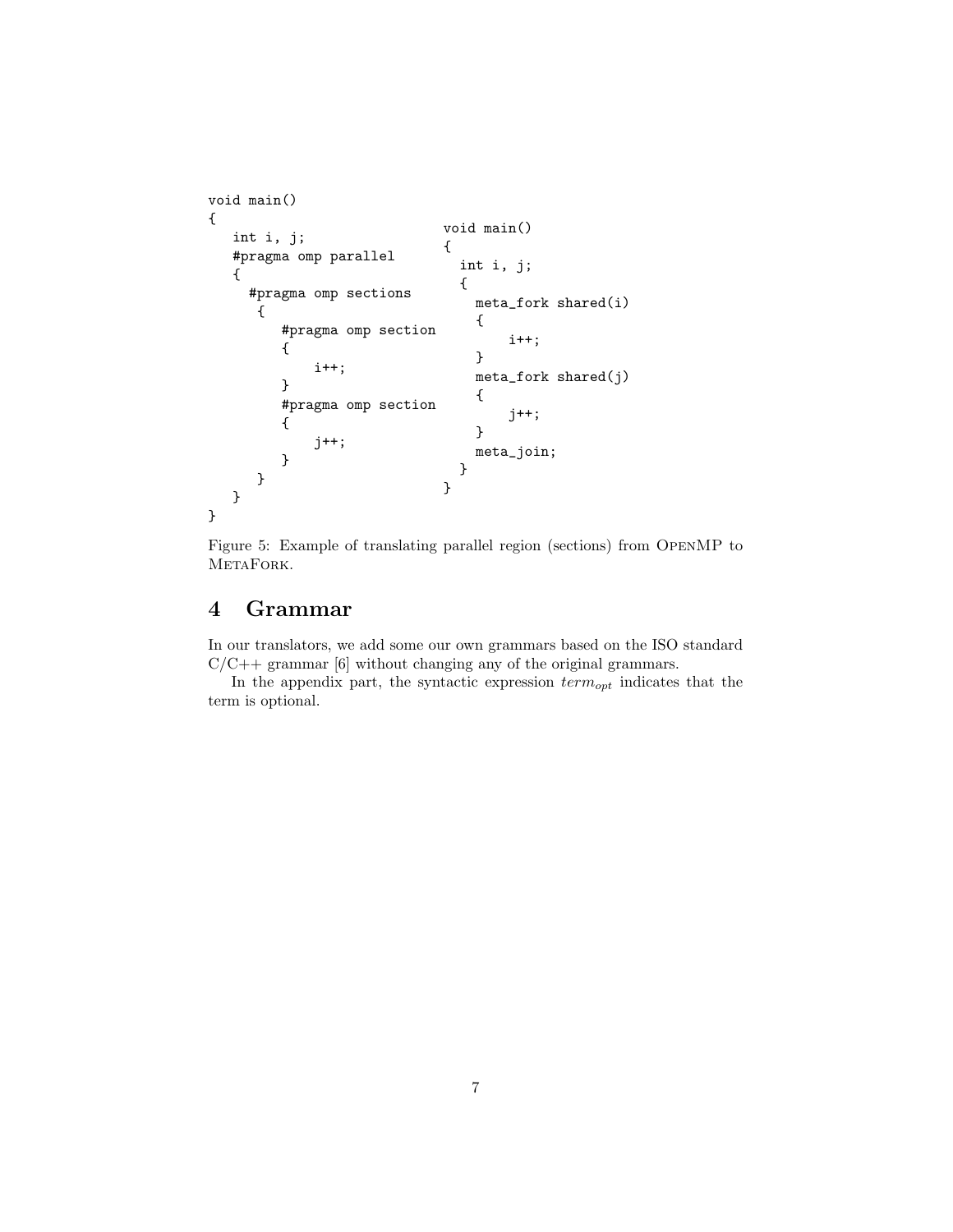```
void main()
{
   int i, j;
   #pragma omp parallel
   {
     #pragma omp sections
      {
         #pragma omp section
         {
             i++;
         }
         #pragma omp section
         {
             j++;
         }
      }
   }
}
```

```
void main()
{
  int i, j;
  {
    meta_fork shared(i)
    {
        i++;
    }
    meta_fork shared(j)
    {
        j++;
    }
    meta_join;
  }
}
```

Figure 5: Example of translating parallel region (sections) from OpenMP to MetaFork.

## 4 Grammar

In our translators, we add some our own grammars based on the ISO standard C/C++ grammar [6] without changing any of the original grammars.

In the appendix part, the syntactic expression $term_{opt}$ indicates that the term is optional.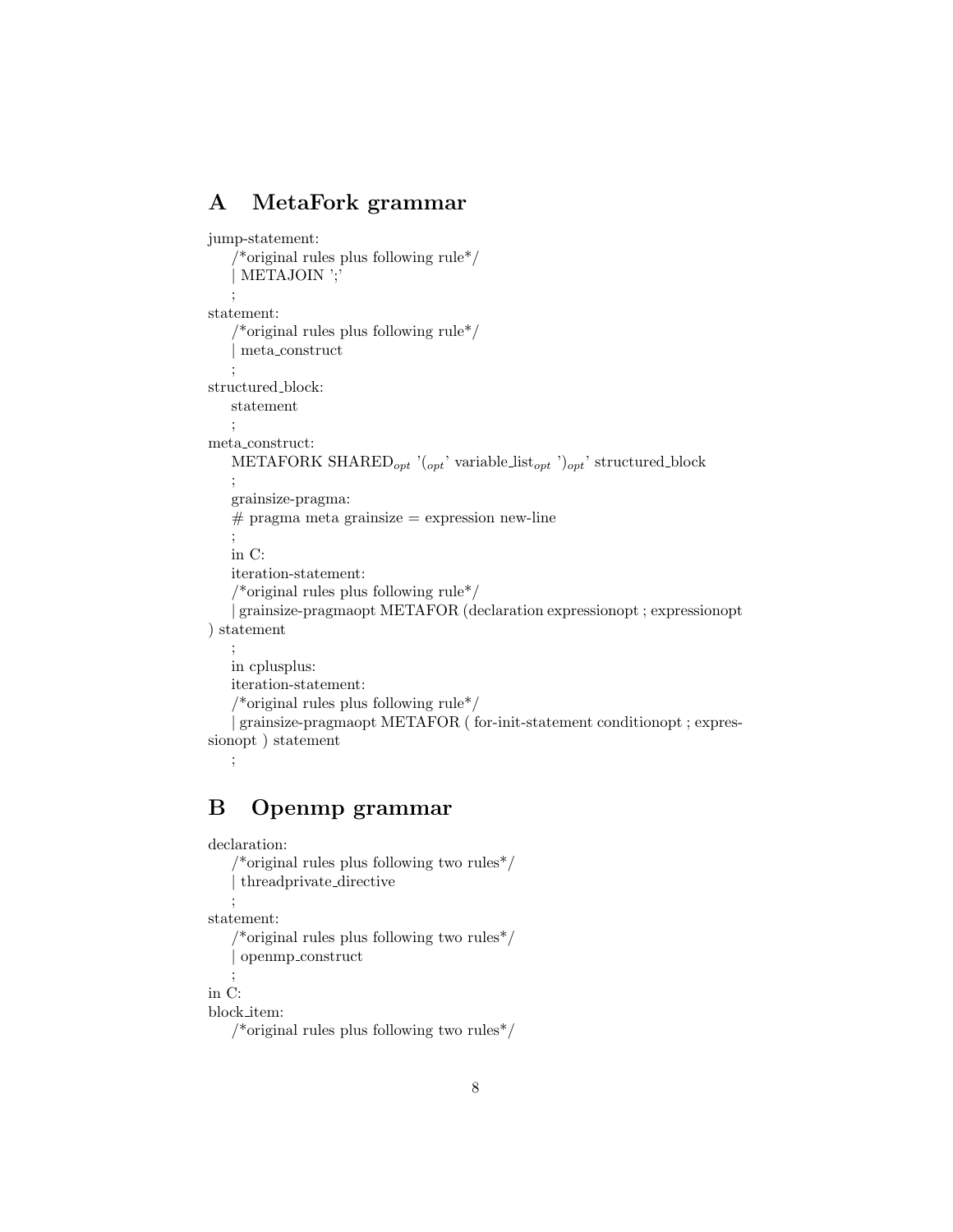## A MetaFork grammar

jump-statement:
/*original rules plus following rule*/
| METAJOIN ';'
;
statement:
/*original rules plus following rule*/
| meta_construct
;
structured_block:
statement
;
meta_construct:
METAFORK SHARED$_{opt}$ '($_{opt}$' variable_list$_{opt}$ ')$_{opt}$' structured_block
;
grainsize-pragma:
# pragma meta grainsize = expression new-line
;
in C:
iteration-statement:
/*original rules plus following rule*/
| grainsize-pragmaopt METAFOR (declaration expressionopt ; expressionopt ) statement
;
in cplusplus:
iteration-statement:
/*original rules plus following rule*/
| grainsize-pragmaopt METAFOR ( for-init-statement conditionopt ; expressionopt ) statement
;

## B Openmp grammar

declaration:
/*original rules plus following two rules*/
| threadprivate_directive
;
statement:
/*original rules plus following two rules*/
| openmp_construct
;
in C:
block_item:
/*original rules plus following two rules*/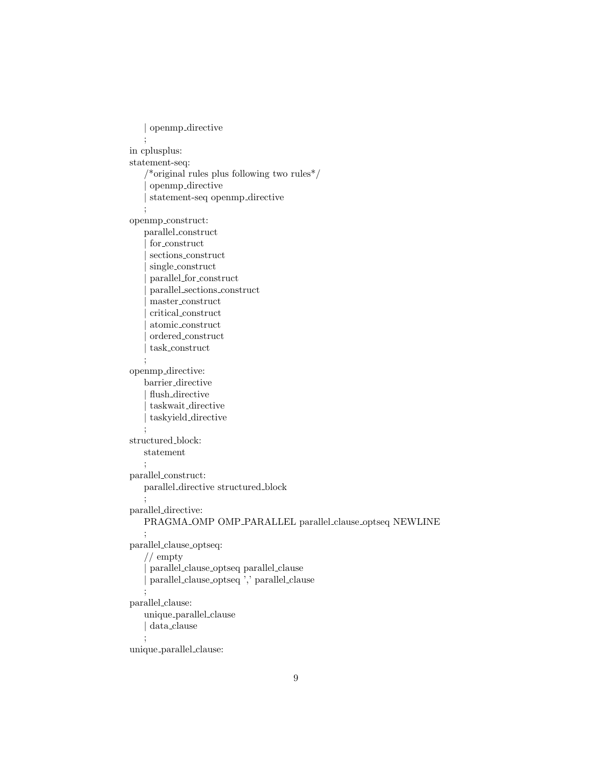```
    | openmp_directive
    ;
in cplusplus:
statement-seq:
    /*original rules plus following two rules*/
    | openmp_directive
    | statement-seq openmp_directive
    ;
openmp_construct:
    parallel_construct
    | for_construct
    | sections_construct
    | single_construct
    | parallel_for_construct
    | parallel_sections_construct
    | master_construct
    | critical_construct
    | atomic_construct
    | ordered_construct
    | task_construct
    ;
openmp_directive:
    barrier_directive
    | flush_directive
    | taskwait_directive
    | taskyield_directive
    ;
structured_block:
    statement
    ;
parallel_construct:
    parallel_directive structured_block
    ;
parallel_directive:
    PRAGMA_OMP OMP_PARALLEL parallel_clause_optseq NEWLINE
    ;
parallel_clause_optseq:
    // empty
    | parallel_clause_optseq parallel_clause
    | parallel_clause_optseq ',' parallel_clause
    ;
parallel_clause:
    unique_parallel_clause
    | data_clause
    ;
unique_parallel_clause:
```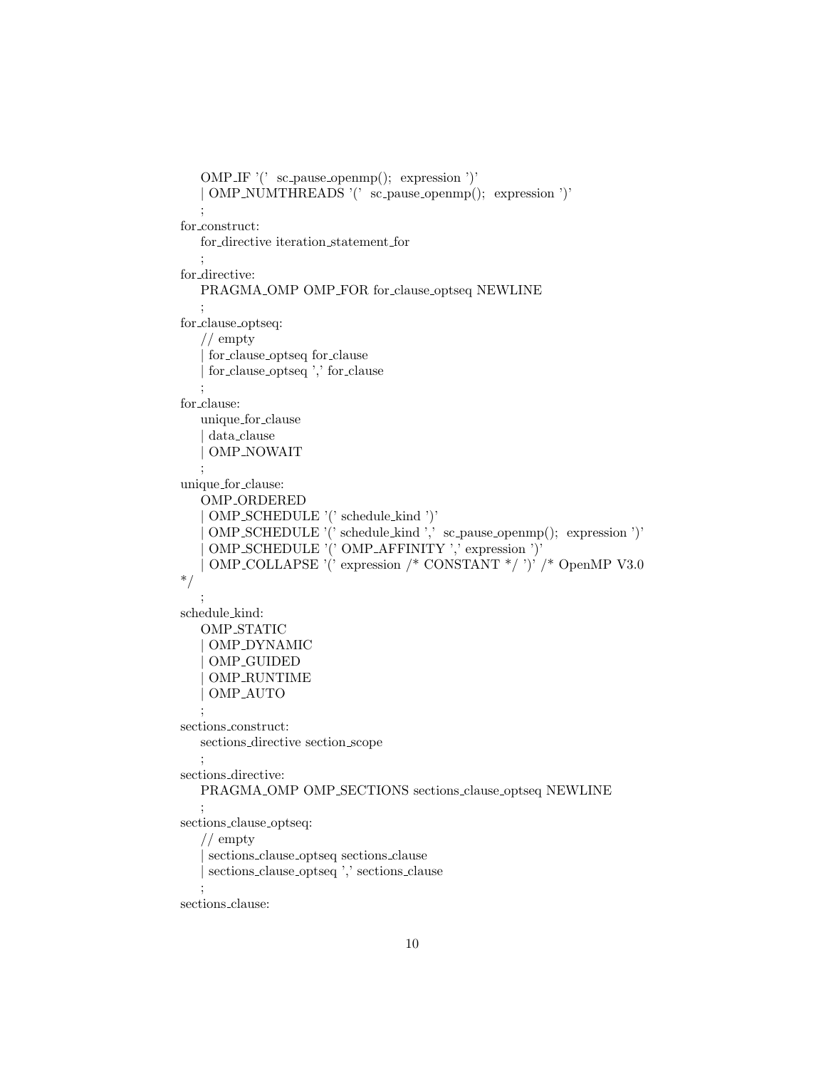```
    OMP_IF '(' sc_pause_openmp(); expression ')'
    | OMP_NUMTHREADS '(' sc_pause_openmp(); expression ')'
    ;
for_construct:
    for_directive iteration_statement_for
    ;
for_directive:
    PRAGMA_OMP OMP_FOR for_clause_optseq NEWLINE
    ;
for_clause_optseq:
    // empty
    | for_clause_optseq for_clause
    | for_clause_optseq ',' for_clause
    ;
for_clause:
    unique_for_clause
    | data_clause
    | OMP_NOWAIT
    ;
unique_for_clause:
    OMP_ORDERED
    | OMP_SCHEDULE '(' schedule_kind ')'
    | OMP_SCHEDULE '(' schedule_kind ',' sc_pause_openmp(); expression ')'
    | OMP_SCHEDULE '(' OMP_AFFINITY ',' expression ')'
    | OMP_COLLAPSE '(' expression /* CONSTANT */ ')' /* OpenMP V3.0
*/
    ;
schedule_kind:
    OMP_STATIC
    | OMP_DYNAMIC
    | OMP_GUIDED
    | OMP_RUNTIME
    | OMP_AUTO
    ;
sections_construct:
    sections_directive section_scope
    ;
sections_directive:
    PRAGMA_OMP OMP_SECTIONS sections_clause_optseq NEWLINE
    ;
sections_clause_optseq:
    // empty
    | sections_clause_optseq sections_clause
    | sections_clause_optseq ',' sections_clause
    ;
sections_clause:
```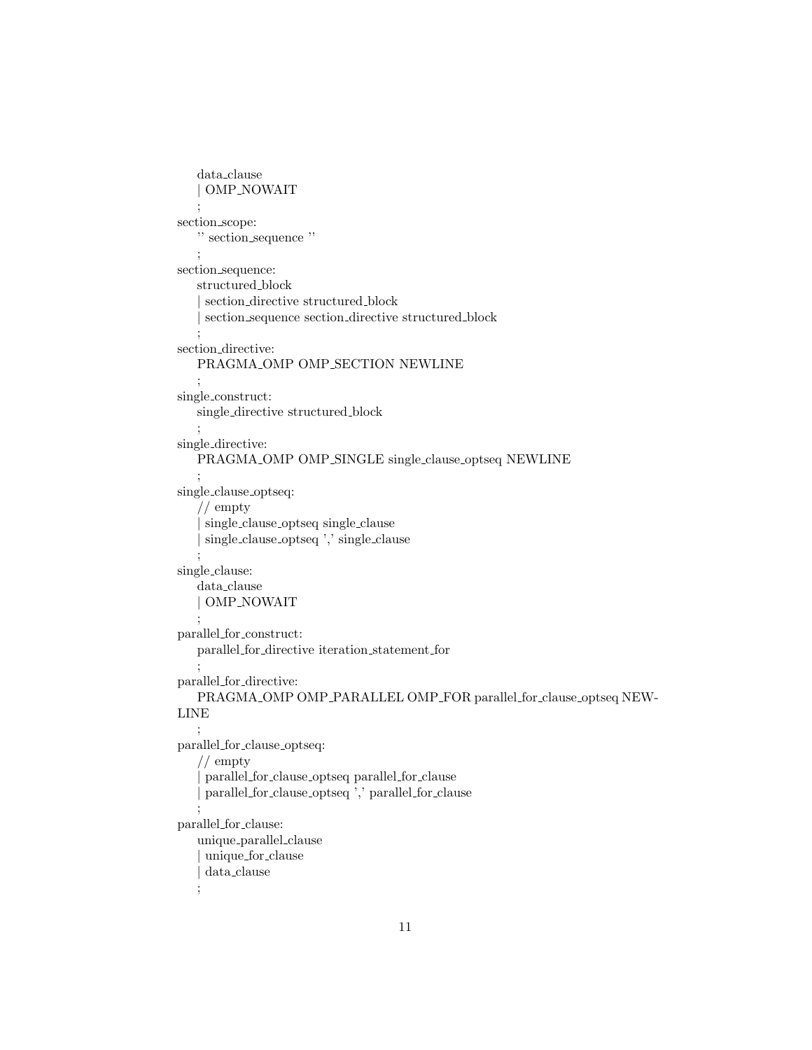```
    data_clause
    | OMP_NOWAIT
    ;
section_scope:
    '' section_sequence ''
    ;
section_sequence:
    structured_block
    | section_directive structured_block
    | section_sequence section_directive structured_block
    ;
section_directive:
    PRAGMA_OMP OMP_SECTION NEWLINE
    ;
single_construct:
    single_directive structured_block
    ;
single_directive:
    PRAGMA_OMP OMP_SINGLE single_clause_optseq NEWLINE
    ;
single_clause_optseq:
    // empty
    | single_clause_optseq single_clause
    | single_clause_optseq ',' single_clause
    ;
single_clause:
    data_clause
    | OMP_NOWAIT
    ;
parallel_for_construct:
    parallel_for_directive iteration_statement_for
    ;
parallel_for_directive:
    PRAGMA_OMP OMP_PARALLEL OMP_FOR parallel_for_clause_optseq NEWLINE
    ;
parallel_for_clause_optseq:
    // empty
    | parallel_for_clause_optseq parallel_for_clause
    | parallel_for_clause_optseq ',' parallel_for_clause
    ;
parallel_for_clause:
    unique_parallel_clause
    | unique_for_clause
    | data_clause
    ;
```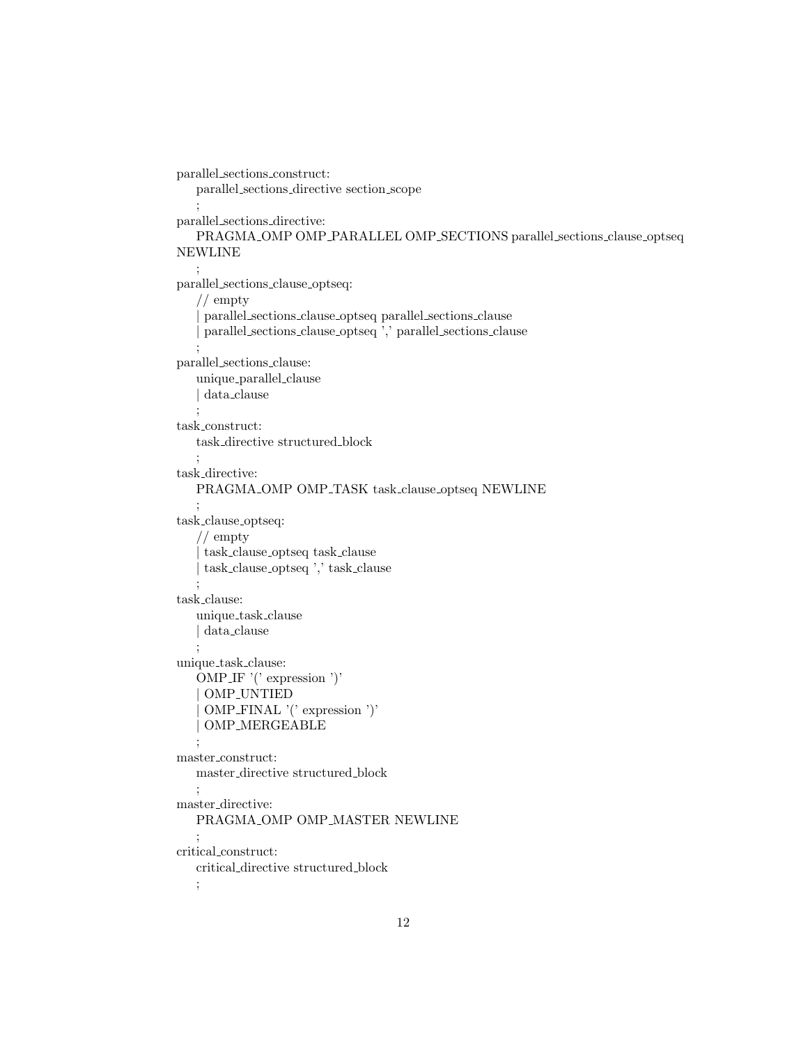```
parallel_sections_construct:
    parallel_sections_directive section_scope
    ;
parallel_sections_directive:
    PRAGMA_OMP OMP_PARALLEL OMP_SECTIONS parallel_sections_clause_optseq
NEWLINE
    ;
parallel_sections_clause_optseq:
    // empty
    | parallel_sections_clause_optseq parallel_sections_clause
    | parallel_sections_clause_optseq ',' parallel_sections_clause
    ;
parallel_sections_clause:
    unique_parallel_clause
    | data_clause
    ;
task_construct:
    task_directive structured_block
    ;
task_directive:
    PRAGMA_OMP OMP_TASK task_clause_optseq NEWLINE
    ;
task_clause_optseq:
    // empty
    | task_clause_optseq task_clause
    | task_clause_optseq ',' task_clause
    ;
task_clause:
    unique_task_clause
    | data_clause
    ;
unique_task_clause:
    OMP_IF '(' expression ')'
    | OMP_UNTIED
    | OMP_FINAL '(' expression ')'
    | OMP_MERGEABLE
    ;
master_construct:
    master_directive structured_block
    ;
master_directive:
    PRAGMA_OMP OMP_MASTER NEWLINE
    ;
critical_construct:
    critical_directive structured_block
    ;
```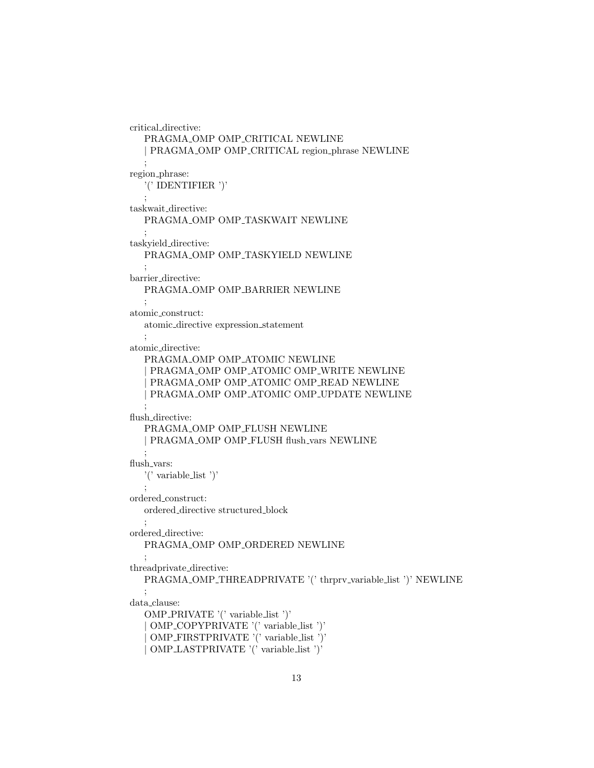```
critical_directive:
    PRAGMA_OMP OMP_CRITICAL NEWLINE
    | PRAGMA_OMP OMP_CRITICAL region_phrase NEWLINE
    ;
region_phrase:
    '(' IDENTIFIER ')'
    ;
taskwait_directive:
    PRAGMA_OMP OMP_TASKWAIT NEWLINE
    ;
taskyield_directive:
    PRAGMA_OMP OMP_TASKYIELD NEWLINE
    ;
barrier_directive:
    PRAGMA_OMP OMP_BARRIER NEWLINE
    ;
atomic_construct:
    atomic_directive expression_statement
    ;
atomic_directive:
    PRAGMA_OMP OMP_ATOMIC NEWLINE
    | PRAGMA_OMP OMP_ATOMIC OMP_WRITE NEWLINE
    | PRAGMA_OMP OMP_ATOMIC OMP_READ NEWLINE
    | PRAGMA_OMP OMP_ATOMIC OMP_UPDATE NEWLINE
    ;
flush_directive:
    PRAGMA_OMP OMP_FLUSH NEWLINE
    | PRAGMA_OMP OMP_FLUSH flush_vars NEWLINE
    ;
flush_vars:
    '(' variable_list ')'
    ;
ordered_construct:
    ordered_directive structured_block
    ;
ordered_directive:
    PRAGMA_OMP OMP_ORDERED NEWLINE
    ;
threadprivate_directive:
    PRAGMA_OMP_THREADPRIVATE '(' thrprv_variable_list ')' NEWLINE
    ;
data_clause:
    OMP_PRIVATE '(' variable_list ')'
    | OMP_COPYPRIVATE '(' variable_list ')'
    | OMP_FIRSTPRIVATE '(' variable_list ')'
    | OMP_LASTPRIVATE '(' variable_list ')'
```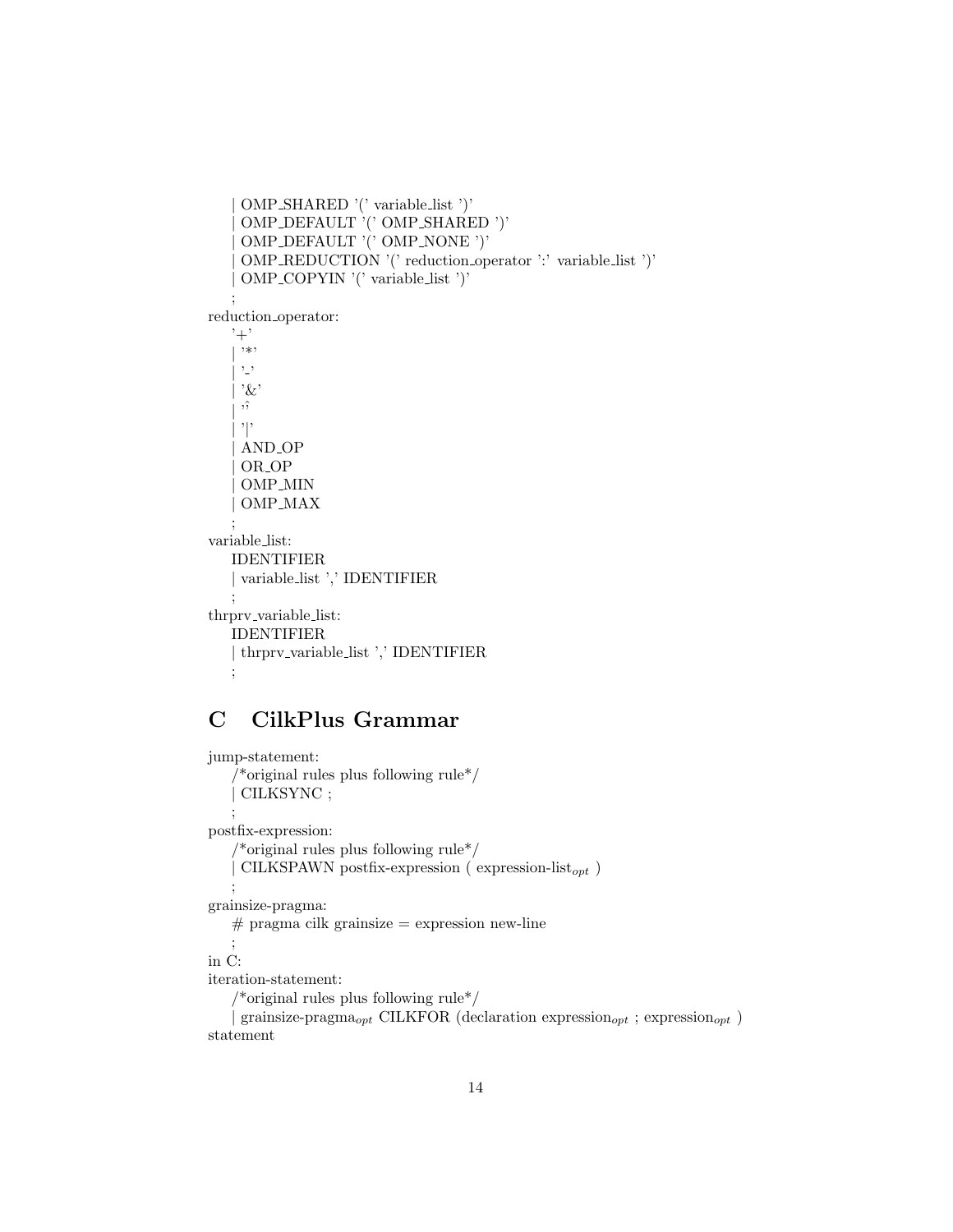```
    | OMP_SHARED '(' variable_list ')'
    | OMP_DEFAULT '(' OMP_SHARED ')'
    | OMP_DEFAULT '(' OMP_NONE ')'
    | OMP_REDUCTION '(' reduction_operator ':' variable_list ')'
    | OMP_COPYIN '(' variable_list ')'
    ;
reduction_operator:
    '+'
    | '*'
    | '-'
    | '&'
    | '^'
    | '|'
    | AND_OP
    | OR_OP
    | OMP_MIN
    | OMP_MAX
    ;
variable_list:
    IDENTIFIER
    | variable_list ',' IDENTIFIER
    ;
thrprv_variable_list:
    IDENTIFIER
    | thrprv_variable_list ',' IDENTIFIER
    ;
```

## C CilkPlus Grammar

```
jump-statement:
    /*original rules plus following rule*/
    | CILKSYNC ;
    ;
postfix-expression:
    /*original rules plus following rule*/
    | CILKSPAWN postfix-expression ( expression-list_opt )
    ;
grainsize-pragma:
    # pragma cilk grainsize = expression new-line
    ;
in C:
iteration-statement:
    /*original rules plus following rule*/
    | grainsize-pragma_opt CILKFOR (declaration expression_opt ; expression_opt )
statement
```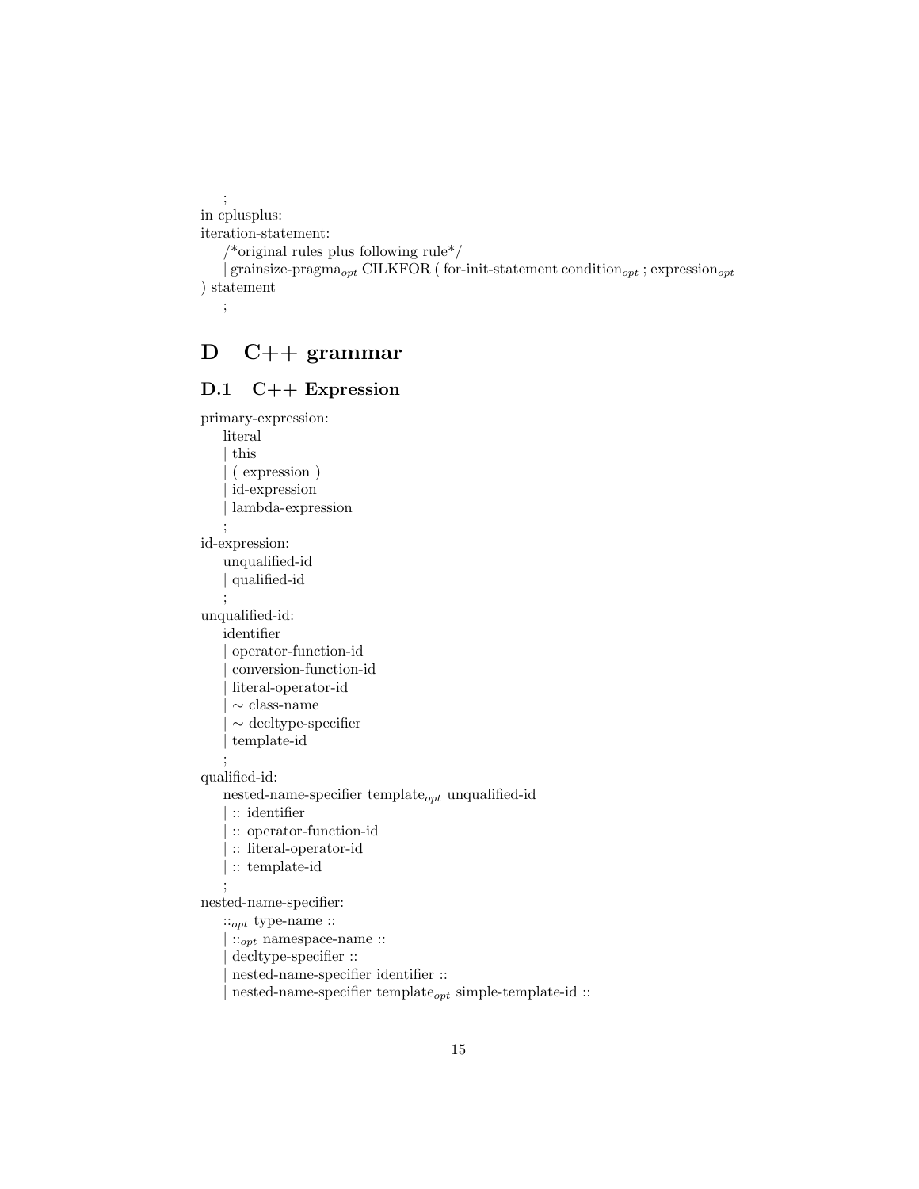;

in cplusplus:

iteration-statement:

/*original rules plus following rule*/

| grainsize-pragma$_{opt}$ CILKFOR ( for-init-statement condition$_{opt}$ ; expression$_{opt}$ ) statement

;

# D C++ grammar

## D.1 C++ Expression

primary-expression:

literal

| this

| ( expression )

| id-expression

| lambda-expression

;

id-expression:

unqualified-id

| qualified-id

;

unqualified-id:

identifier

| operator-function-id

| conversion-function-id

| literal-operator-id

| ∼ class-name

| ∼ decltype-specifier

| template-id

;

qualified-id:

nested-name-specifier template$_{opt}$ unqualified-id

| :: identifier

| :: operator-function-id

| :: literal-operator-id

| :: template-id

;

nested-name-specifier:

::$_{opt}$ type-name ::

| ::$_{opt}$ namespace-name ::

| decltype-specifier ::

| nested-name-specifier identifier ::

| nested-name-specifier template$_{opt}$ simple-template-id ::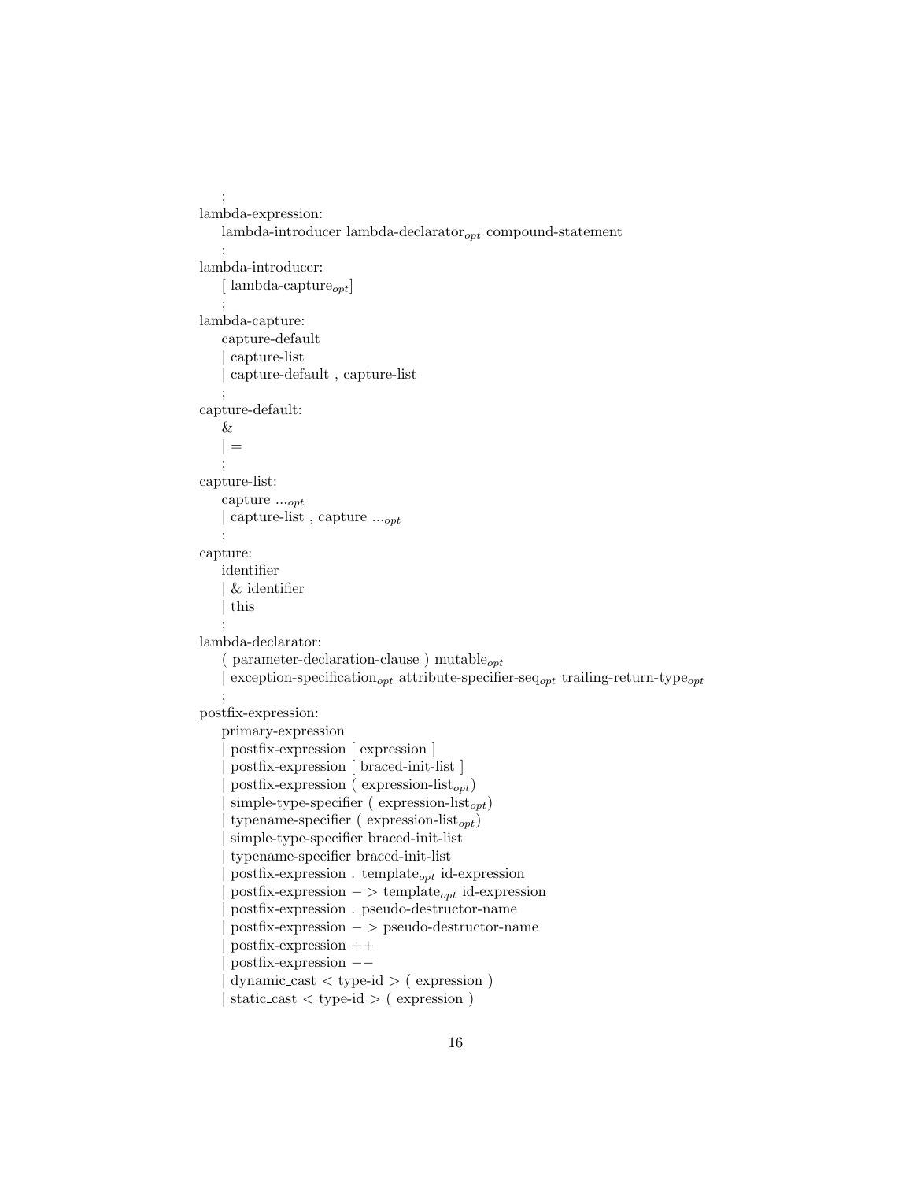;

lambda-expression:

  lambda-introducer lambda-declarator$_{opt}$ compound-statement

  ;

lambda-introducer:

  [ lambda-capture$_{opt}$]

  ;

lambda-capture:

  capture-default

  | capture-list

  | capture-default , capture-list

  ;

capture-default:

  &

  | =

  ;

capture-list:

  capture ...$_{opt}$

  | capture-list , capture ...$_{opt}$

  ;

capture:

  identifier

  | & identifier

  | this

  ;

lambda-declarator:

  ( parameter-declaration-clause ) mutable$_{opt}$

  | exception-specification$_{opt}$ attribute-specifier-seq$_{opt}$ trailing-return-type$_{opt}$

  ;

postfix-expression:

  primary-expression

  | postfix-expression [ expression ]

  | postfix-expression [ braced-init-list ]

  | postfix-expression ( expression-list$_{opt}$)

  | simple-type-specifier ( expression-list$_{opt}$)

  | typename-specifier ( expression-list$_{opt}$)

  | simple-type-specifier braced-init-list

  | typename-specifier braced-init-list

  | postfix-expression . template$_{opt}$ id-expression

  | postfix-expression − > template$_{opt}$ id-expression

  | postfix-expression . pseudo-destructor-name

  | postfix-expression − > pseudo-destructor-name

  | postfix-expression ++

  | postfix-expression −−

  | dynamic_cast < type-id > ( expression )

  | static_cast < type-id > ( expression )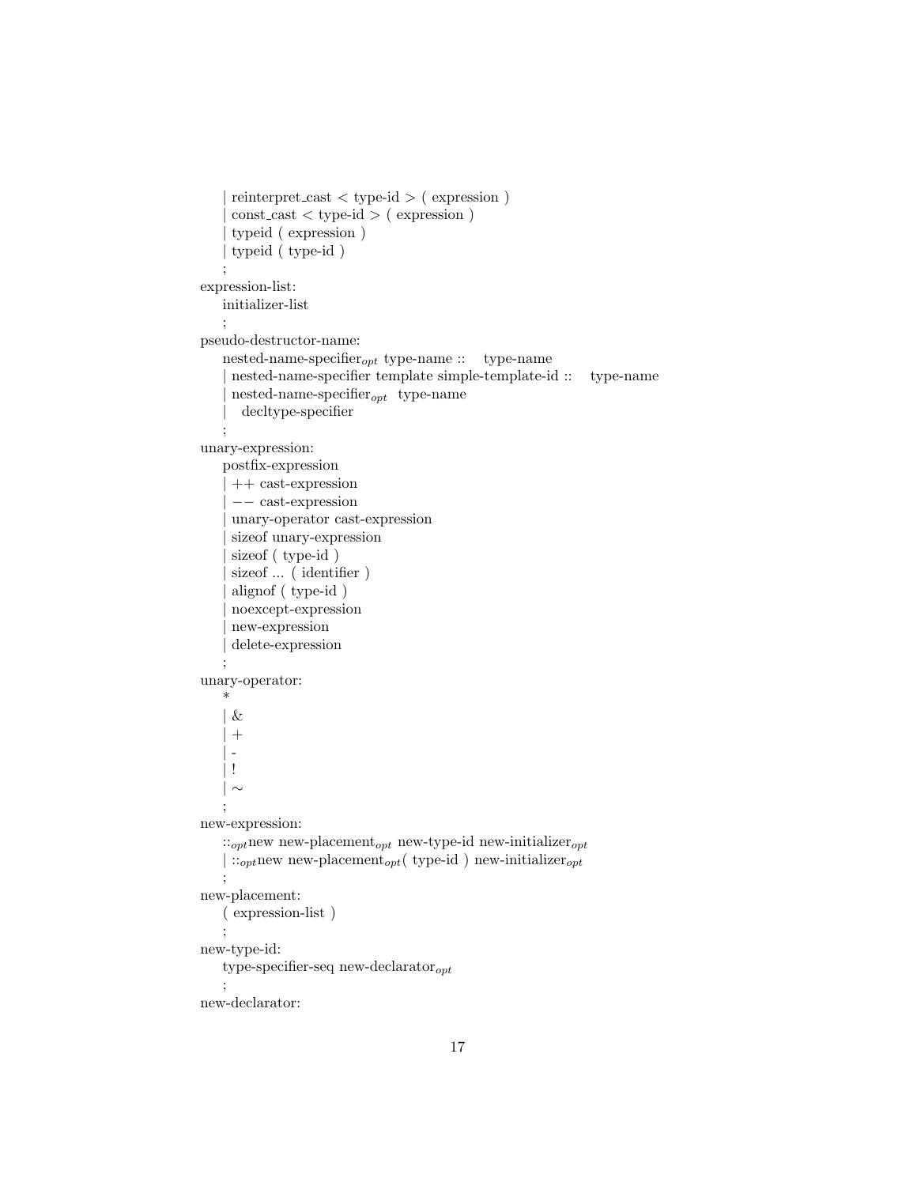| reinterpret_cast < type-id > ( expression )
| const_cast < type-id > ( expression )
| typeid ( expression )
| typeid ( type-id )
;

expression-list:
initializer-list
;

pseudo-destructor-name:
nested-name-specifier$_{opt}$ type-name :: type-name
| nested-name-specifier template simple-template-id :: type-name
| nested-name-specifier$_{opt}$ type-name
| decltype-specifier
;

unary-expression:
postfix-expression
| ++ cast-expression
| −− cast-expression
| unary-operator cast-expression
| sizeof unary-expression
| sizeof ( type-id )
| sizeof ... ( identifier )
| alignof ( type-id )
| noexcept-expression
| new-expression
| delete-expression
;

unary-operator:
*
| &
| +
| -
| !
| ∼
;

new-expression:
::$_{opt}$new new-placement$_{opt}$ new-type-id new-initializer$_{opt}$
| ::$_{opt}$new new-placement$_{opt}$( type-id ) new-initializer$_{opt}$
;

new-placement:
( expression-list )
;

new-type-id:
type-specifier-seq new-declarator$_{opt}$
;

new-declarator: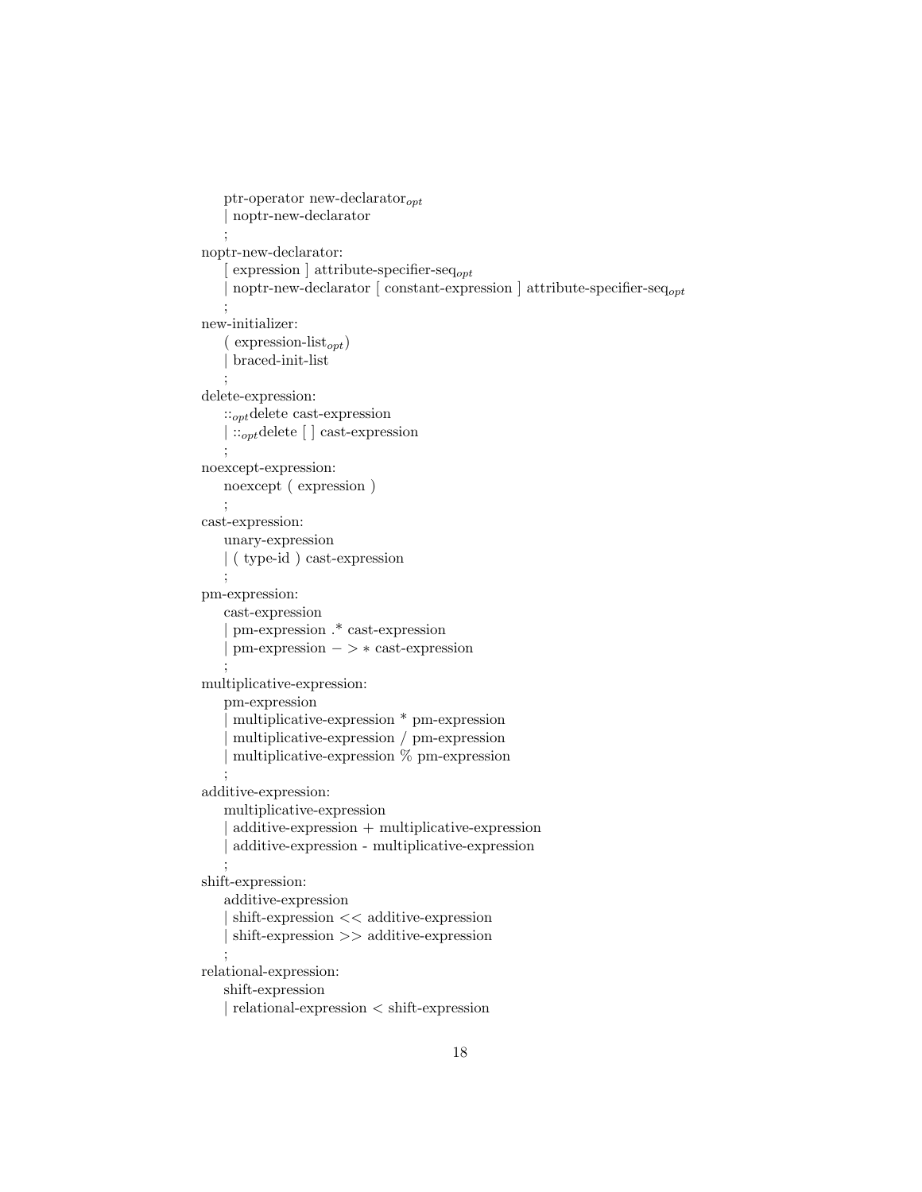ptr-operator new-declarator$_{opt}$
| noptr-new-declarator
;

noptr-new-declarator:
[ expression ] attribute-specifier-seq$_{opt}$
| noptr-new-declarator [ constant-expression ] attribute-specifier-seq$_{opt}$
;

new-initializer:
( expression-list$_{opt}$)
| braced-init-list
;

delete-expression:
::$_{opt}$delete cast-expression
| ::$_{opt}$delete [ ] cast-expression
;

noexcept-expression:
noexcept ( expression )
;

cast-expression:
unary-expression
| ( type-id ) cast-expression
;

pm-expression:
cast-expression
| pm-expression .* cast-expression
| pm-expression − > ∗ cast-expression
;

multiplicative-expression:
pm-expression
| multiplicative-expression * pm-expression
| multiplicative-expression / pm-expression
| multiplicative-expression % pm-expression
;

additive-expression:
multiplicative-expression
| additive-expression + multiplicative-expression
| additive-expression - multiplicative-expression
;

shift-expression:
additive-expression
| shift-expression << additive-expression
| shift-expression >> additive-expression
;

relational-expression:
shift-expression
| relational-expression < shift-expression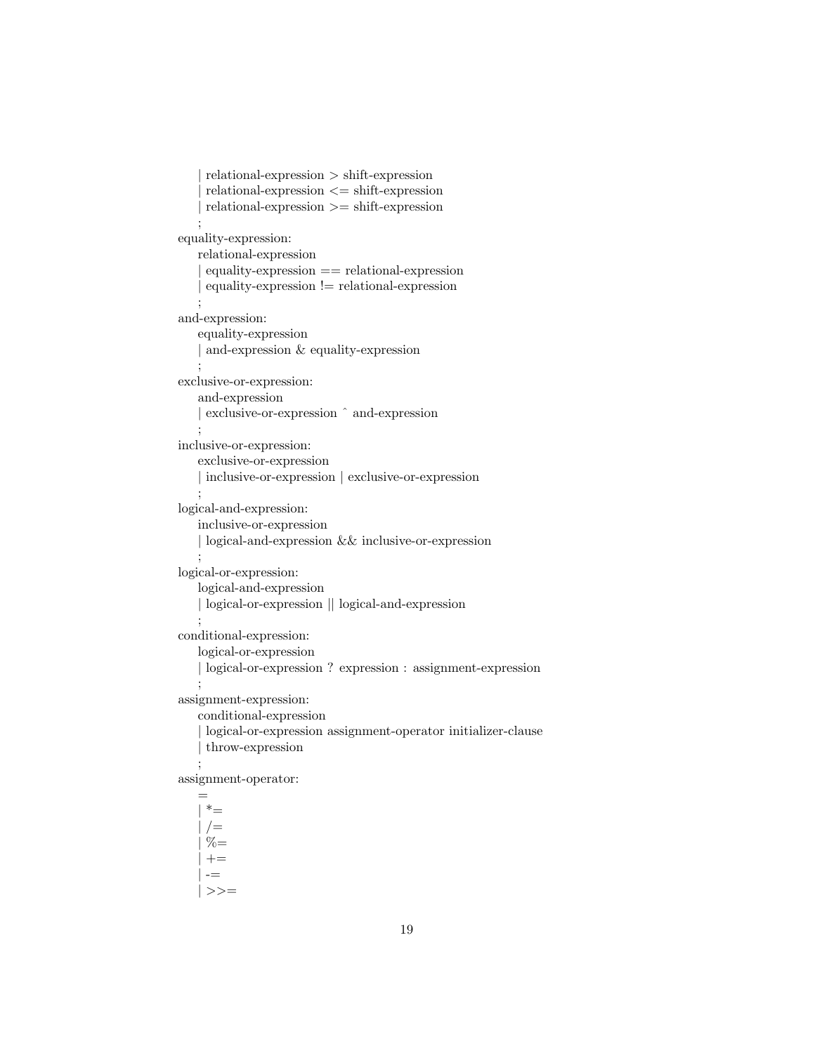```
    | relational-expression > shift-expression
    | relational-expression <= shift-expression
    | relational-expression >= shift-expression
    ;
equality-expression:
    relational-expression
    | equality-expression == relational-expression
    | equality-expression != relational-expression
    ;
and-expression:
    equality-expression
    | and-expression & equality-expression
    ;
exclusive-or-expression:
    and-expression
    | exclusive-or-expression ^ and-expression
    ;
inclusive-or-expression:
    exclusive-or-expression
    | inclusive-or-expression | exclusive-or-expression
    ;
logical-and-expression:
    inclusive-or-expression
    | logical-and-expression && inclusive-or-expression
    ;
logical-or-expression:
    logical-and-expression
    | logical-or-expression || logical-and-expression
    ;
conditional-expression:
    logical-or-expression
    | logical-or-expression ? expression : assignment-expression
    ;
assignment-expression:
    conditional-expression
    | logical-or-expression assignment-operator initializer-clause
    | throw-expression
    ;
assignment-operator:
    =
    | *=
    | /=
    | %=
    | +=
    | -=
    | >>=
```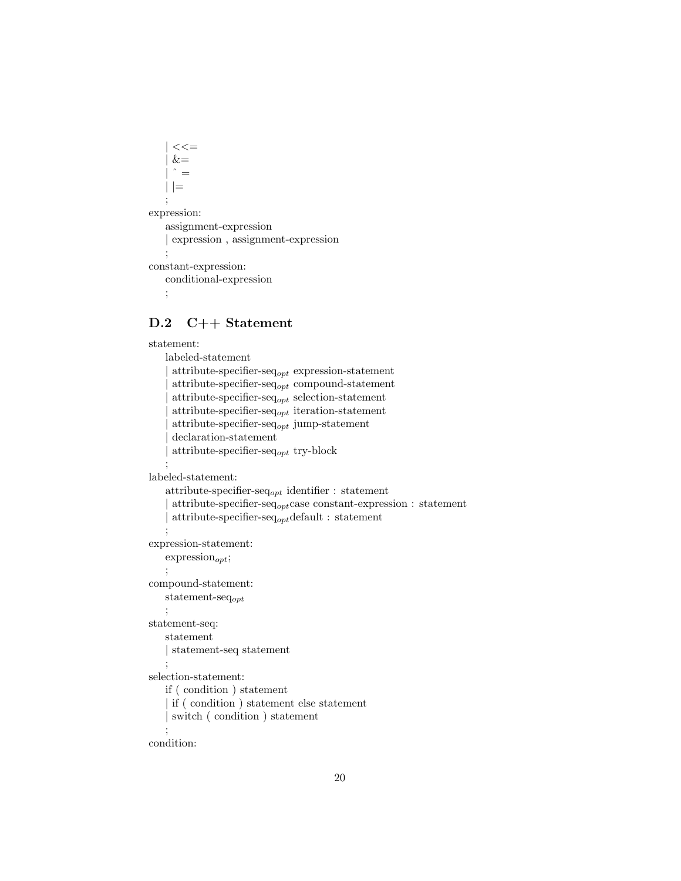| <<=
| &=
| ˆ =
| |=
;

expression:
assignment-expression
| expression , assignment-expression
;

constant-expression:
conditional-expression
;

## D.2 C++ Statement

statement:
labeled-statement
| attribute-specifier-seq$_{opt}$ expression-statement
| attribute-specifier-seq$_{opt}$ compound-statement
| attribute-specifier-seq$_{opt}$ selection-statement
| attribute-specifier-seq$_{opt}$ iteration-statement
| attribute-specifier-seq$_{opt}$ jump-statement
| declaration-statement
| attribute-specifier-seq$_{opt}$ try-block
;

labeled-statement:
attribute-specifier-seq$_{opt}$ identifier : statement
| attribute-specifier-seq$_{opt}$case constant-expression : statement
| attribute-specifier-seq$_{opt}$default : statement
;

expression-statement:
expression$_{opt}$;
;

compound-statement:
statement-seq$_{opt}$
;

statement-seq:
statement
| statement-seq statement
;

selection-statement:
if ( condition ) statement
| if ( condition ) statement else statement
| switch ( condition ) statement
;

condition: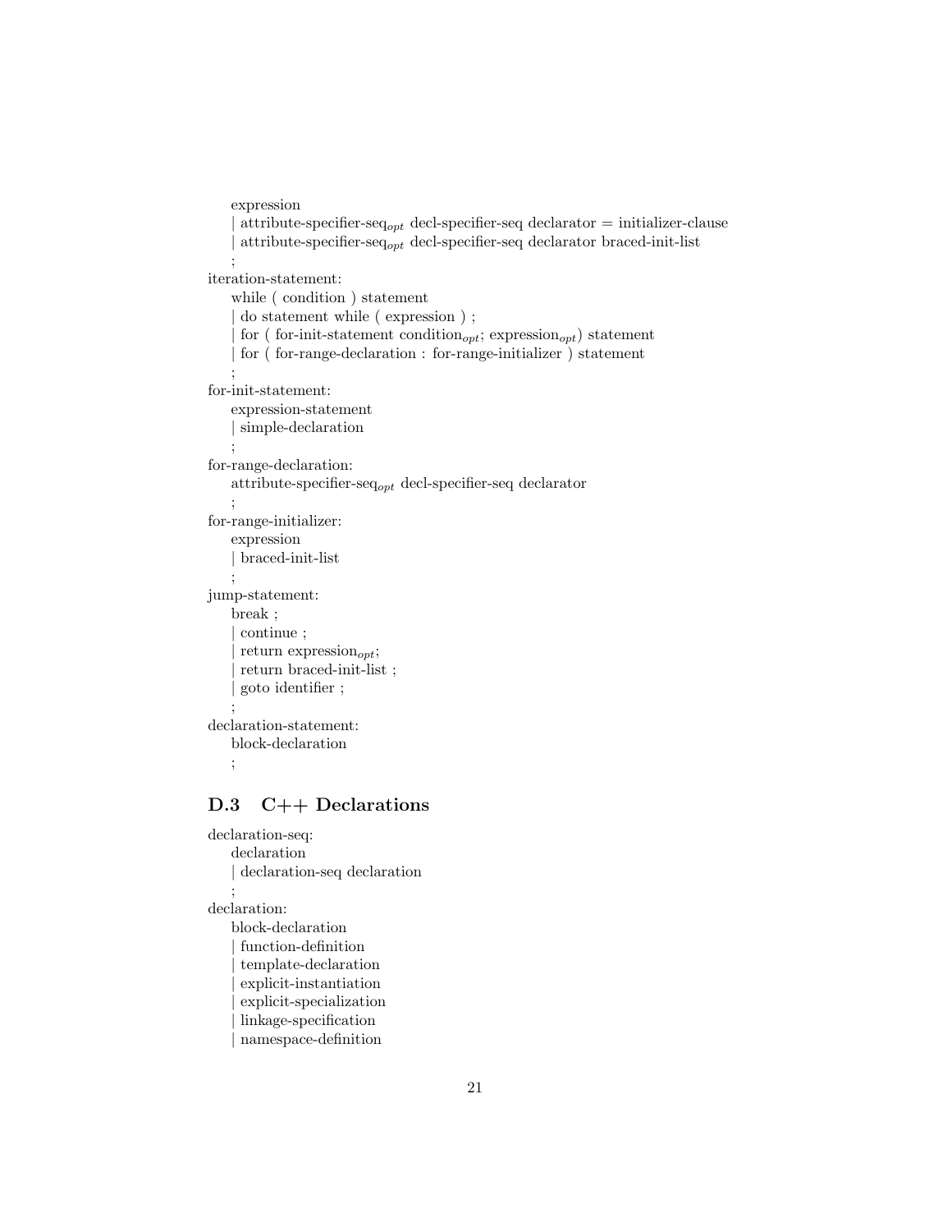expression
| attribute-specifier-seq$_{opt}$ decl-specifier-seq declarator = initializer-clause
| attribute-specifier-seq$_{opt}$ decl-specifier-seq declarator braced-init-list
;

iteration-statement:
while ( condition ) statement
| do statement while ( expression ) ;
| for ( for-init-statement condition$_{opt}$; expression$_{opt}$) statement
| for ( for-range-declaration : for-range-initializer ) statement
;

for-init-statement:
expression-statement
| simple-declaration
;

for-range-declaration:
attribute-specifier-seq$_{opt}$ decl-specifier-seq declarator
;

for-range-initializer:
expression
| braced-init-list
;

jump-statement:
break ;
| continue ;
| return expression$_{opt}$;
| return braced-init-list ;
| goto identifier ;
;

declaration-statement:
block-declaration
;

## D.3 C++ Declarations

declaration-seq:
declaration
| declaration-seq declaration
;

declaration:
block-declaration
| function-definition
| template-declaration
| explicit-instantiation
| explicit-specialization
| linkage-specification
| namespace-definition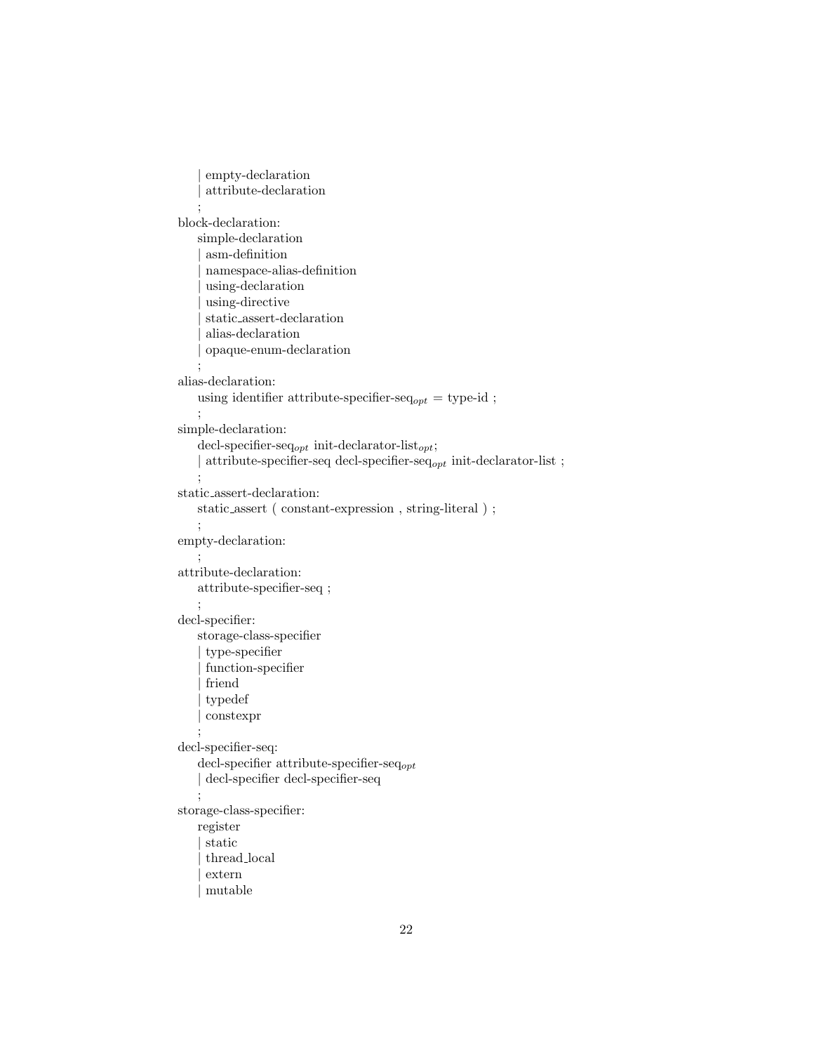```
    | empty-declaration
    | attribute-declaration
    ;
block-declaration:
    simple-declaration
    | asm-definition
    | namespace-alias-definition
    | using-declaration
    | using-directive
    | static_assert-declaration
    | alias-declaration
    | opaque-enum-declaration
    ;
alias-declaration:
    using identifier attribute-specifier-seq_opt = type-id ;
    ;
simple-declaration:
    decl-specifier-seq_opt init-declarator-list_opt;
    | attribute-specifier-seq decl-specifier-seq_opt init-declarator-list ;
    ;
static_assert-declaration:
    static_assert ( constant-expression , string-literal ) ;
    ;
empty-declaration:
    ;
attribute-declaration:
    attribute-specifier-seq ;
    ;
decl-specifier:
    storage-class-specifier
    | type-specifier
    | function-specifier
    | friend
    | typedef
    | constexpr
    ;
decl-specifier-seq:
    decl-specifier attribute-specifier-seq_opt
    | decl-specifier decl-specifier-seq
    ;
storage-class-specifier:
    register
    | static
    | thread_local
    | extern
    | mutable
```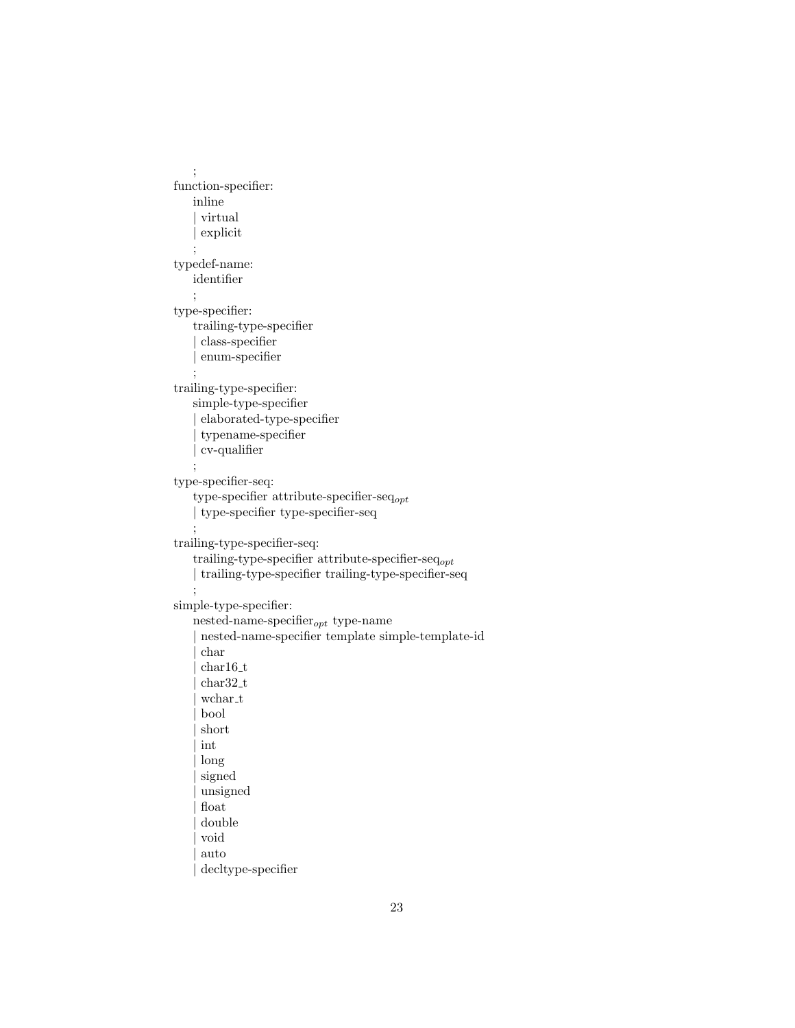```
    ;
function-specifier:
    inline
    | virtual
    | explicit
    ;
typedef-name:
    identifier
    ;
type-specifier:
    trailing-type-specifier
    | class-specifier
    | enum-specifier
    ;
trailing-type-specifier:
    simple-type-specifier
    | elaborated-type-specifier
    | typename-specifier
    | cv-qualifier
    ;
type-specifier-seq:
    type-specifier attribute-specifier-seq_opt
    | type-specifier type-specifier-seq
    ;
trailing-type-specifier-seq:
    trailing-type-specifier attribute-specifier-seq_opt
    | trailing-type-specifier trailing-type-specifier-seq
    ;
simple-type-specifier:
    nested-name-specifier_opt type-name
    | nested-name-specifier template simple-template-id
    | char
    | char16_t
    | char32_t
    | wchar_t
    | bool
    | short
    | int
    | long
    | signed
    | unsigned
    | float
    | double
    | void
    | auto
    | decltype-specifier
```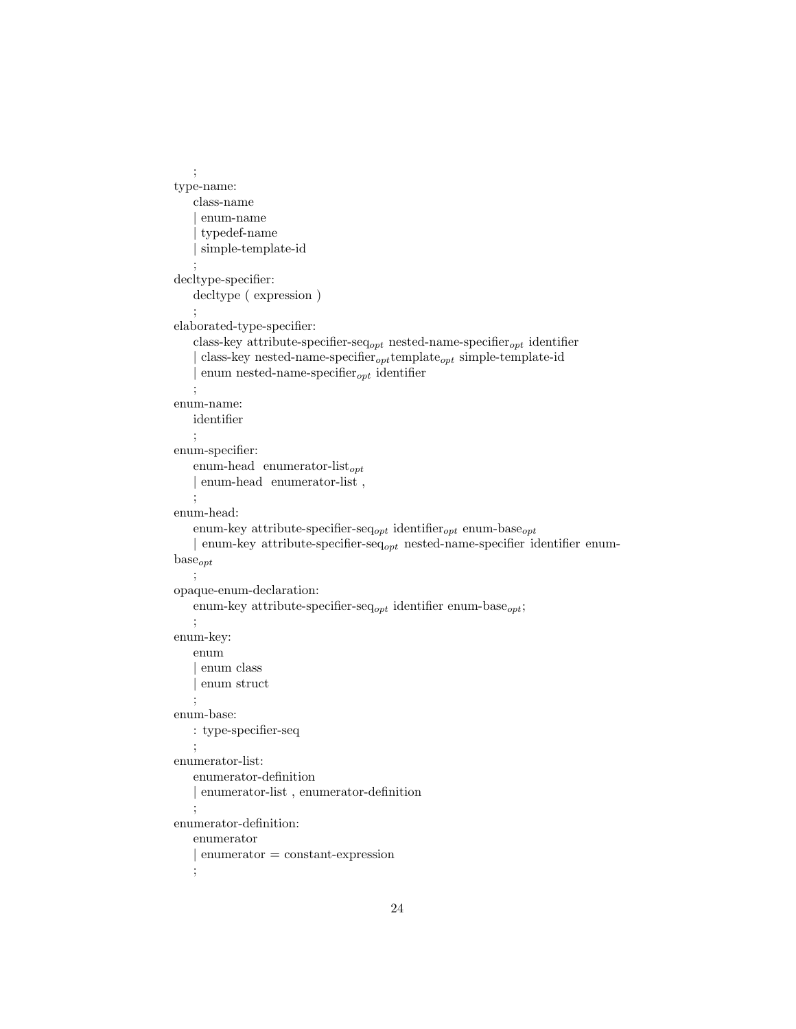;

type-name:

class-name
| enum-name
| typedef-name
| simple-template-id
;

decltype-specifier:

decltype ( expression )
;

elaborated-type-specifier:

class-key attribute-specifier-seq$_{opt}$ nested-name-specifier$_{opt}$ identifier
| class-key nested-name-specifier$_{opt}$template$_{opt}$ simple-template-id
| enum nested-name-specifier$_{opt}$ identifier
;

enum-name:

identifier
;

enum-specifier:

enum-head  enumerator-list$_{opt}$
| enum-head  enumerator-list ,
;

enum-head:

enum-key attribute-specifier-seq$_{opt}$ identifier$_{opt}$ enum-base$_{opt}$
| enum-key attribute-specifier-seq$_{opt}$ nested-name-specifier identifier enum-base$_{opt}$
;

opaque-enum-declaration:

enum-key attribute-specifier-seq$_{opt}$ identifier enum-base$_{opt}$;
;

enum-key:

enum
| enum class
| enum struct
;

enum-base:

: type-specifier-seq
;

enumerator-list:

enumerator-definition
| enumerator-list , enumerator-definition
;

enumerator-definition:

enumerator
| enumerator = constant-expression
;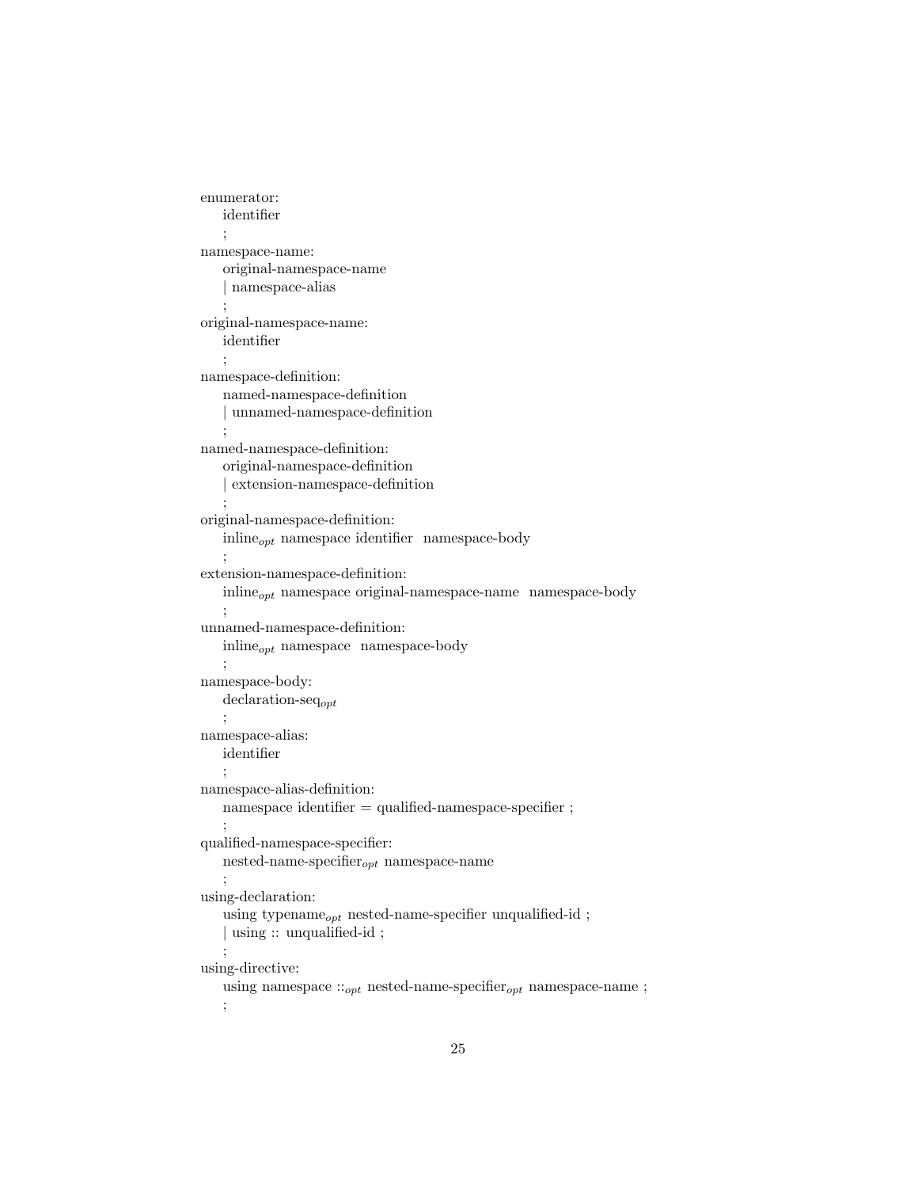```
enumerator:
    identifier
    ;
namespace-name:
    original-namespace-name
    | namespace-alias
    ;
original-namespace-name:
    identifier
    ;
namespace-definition:
    named-namespace-definition
    | unnamed-namespace-definition
    ;
named-namespace-definition:
    original-namespace-definition
    | extension-namespace-definition
    ;
original-namespace-definition:
    inline_opt namespace identifier  namespace-body
    ;
extension-namespace-definition:
    inline_opt namespace original-namespace-name  namespace-body
    ;
unnamed-namespace-definition:
    inline_opt namespace  namespace-body
    ;
namespace-body:
    declaration-seq_opt
    ;
namespace-alias:
    identifier
    ;
namespace-alias-definition:
    namespace identifier = qualified-namespace-specifier ;
    ;
qualified-namespace-specifier:
    nested-name-specifier_opt namespace-name
    ;
using-declaration:
    using typename_opt nested-name-specifier unqualified-id ;
    | using :: unqualified-id ;
    ;
using-directive:
    using namespace ::_opt nested-name-specifier_opt namespace-name ;
    ;
```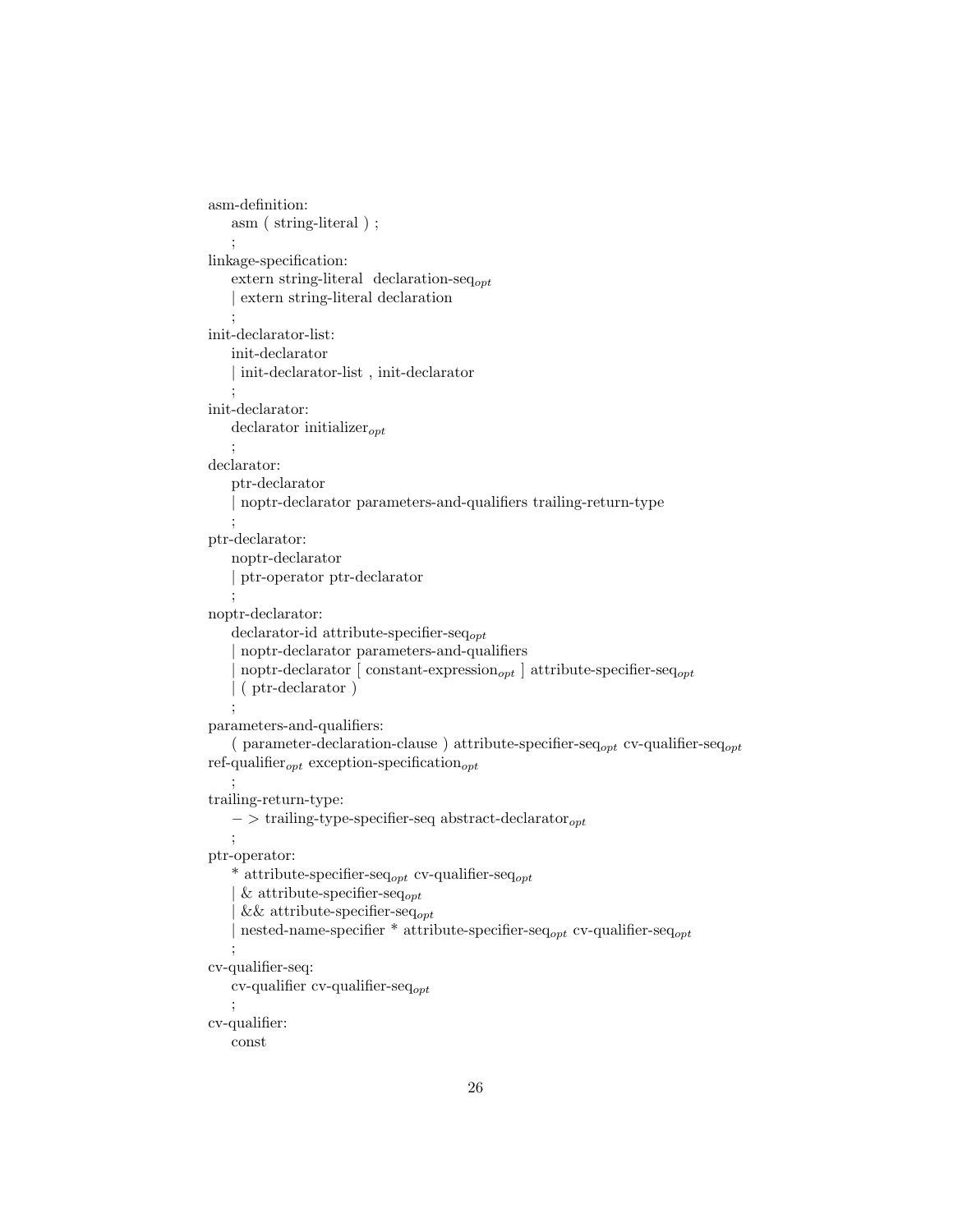asm-definition:
    asm ( string-literal ) ;
    ;
linkage-specification:
    extern string-literal  declaration-seq$_{opt}$
    | extern string-literal declaration
    ;
init-declarator-list:
    init-declarator
    | init-declarator-list , init-declarator
    ;
init-declarator:
    declarator initializer$_{opt}$
    ;
declarator:
    ptr-declarator
    | noptr-declarator parameters-and-qualifiers trailing-return-type
    ;
ptr-declarator:
    noptr-declarator
    | ptr-operator ptr-declarator
    ;
noptr-declarator:
    declarator-id attribute-specifier-seq$_{opt}$
    | noptr-declarator parameters-and-qualifiers
    | noptr-declarator [ constant-expression$_{opt}$ ] attribute-specifier-seq$_{opt}$
    | ( ptr-declarator )
    ;
parameters-and-qualifiers:
    ( parameter-declaration-clause ) attribute-specifier-seq$_{opt}$ cv-qualifier-seq$_{opt}$
ref-qualifier$_{opt}$ exception-specification$_{opt}$
    ;
trailing-return-type:
    − > trailing-type-specifier-seq abstract-declarator$_{opt}$
    ;
ptr-operator:
    * attribute-specifier-seq$_{opt}$ cv-qualifier-seq$_{opt}$
    | & attribute-specifier-seq$_{opt}$
    | && attribute-specifier-seq$_{opt}$
    | nested-name-specifier * attribute-specifier-seq$_{opt}$ cv-qualifier-seq$_{opt}$
    ;
cv-qualifier-seq:
    cv-qualifier cv-qualifier-seq$_{opt}$
    ;
cv-qualifier:
    const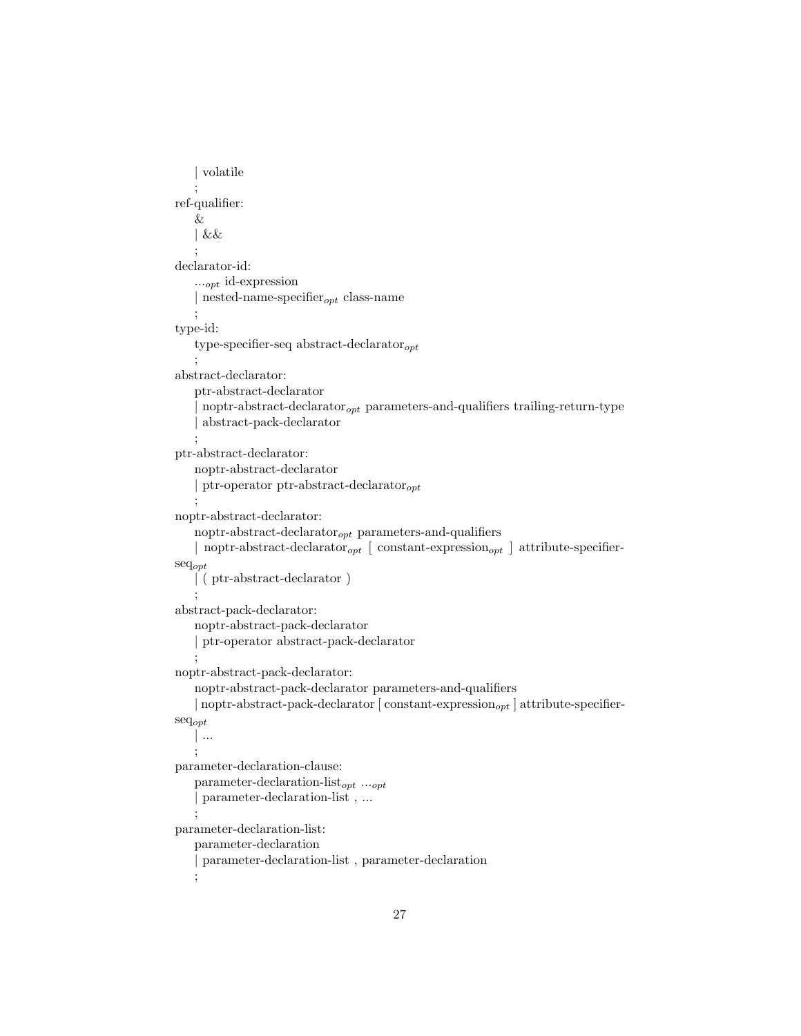| volatile
    ;
ref-qualifier:
    &
    | &&
    ;
declarator-id:
    ...$_{opt}$ id-expression
    | nested-name-specifier$_{opt}$ class-name
    ;
type-id:
    type-specifier-seq abstract-declarator$_{opt}$
    ;
abstract-declarator:
    ptr-abstract-declarator
    | noptr-abstract-declarator$_{opt}$ parameters-and-qualifiers trailing-return-type
    | abstract-pack-declarator
    ;
ptr-abstract-declarator:
    noptr-abstract-declarator
    | ptr-operator ptr-abstract-declarator$_{opt}$
    ;
noptr-abstract-declarator:
    noptr-abstract-declarator$_{opt}$ parameters-and-qualifiers
    | noptr-abstract-declarator$_{opt}$ [ constant-expression$_{opt}$ ] attribute-specifier-seq$_{opt}$
    | ( ptr-abstract-declarator )
    ;
abstract-pack-declarator:
    noptr-abstract-pack-declarator
    | ptr-operator abstract-pack-declarator
    ;
noptr-abstract-pack-declarator:
    noptr-abstract-pack-declarator parameters-and-qualifiers
    | noptr-abstract-pack-declarator [ constant-expression$_{opt}$ ] attribute-specifier-seq$_{opt}$
    | ...
    ;
parameter-declaration-clause:
    parameter-declaration-list$_{opt}$ ...$_{opt}$
    | parameter-declaration-list , ...
    ;
parameter-declaration-list:
    parameter-declaration
    | parameter-declaration-list , parameter-declaration
    ;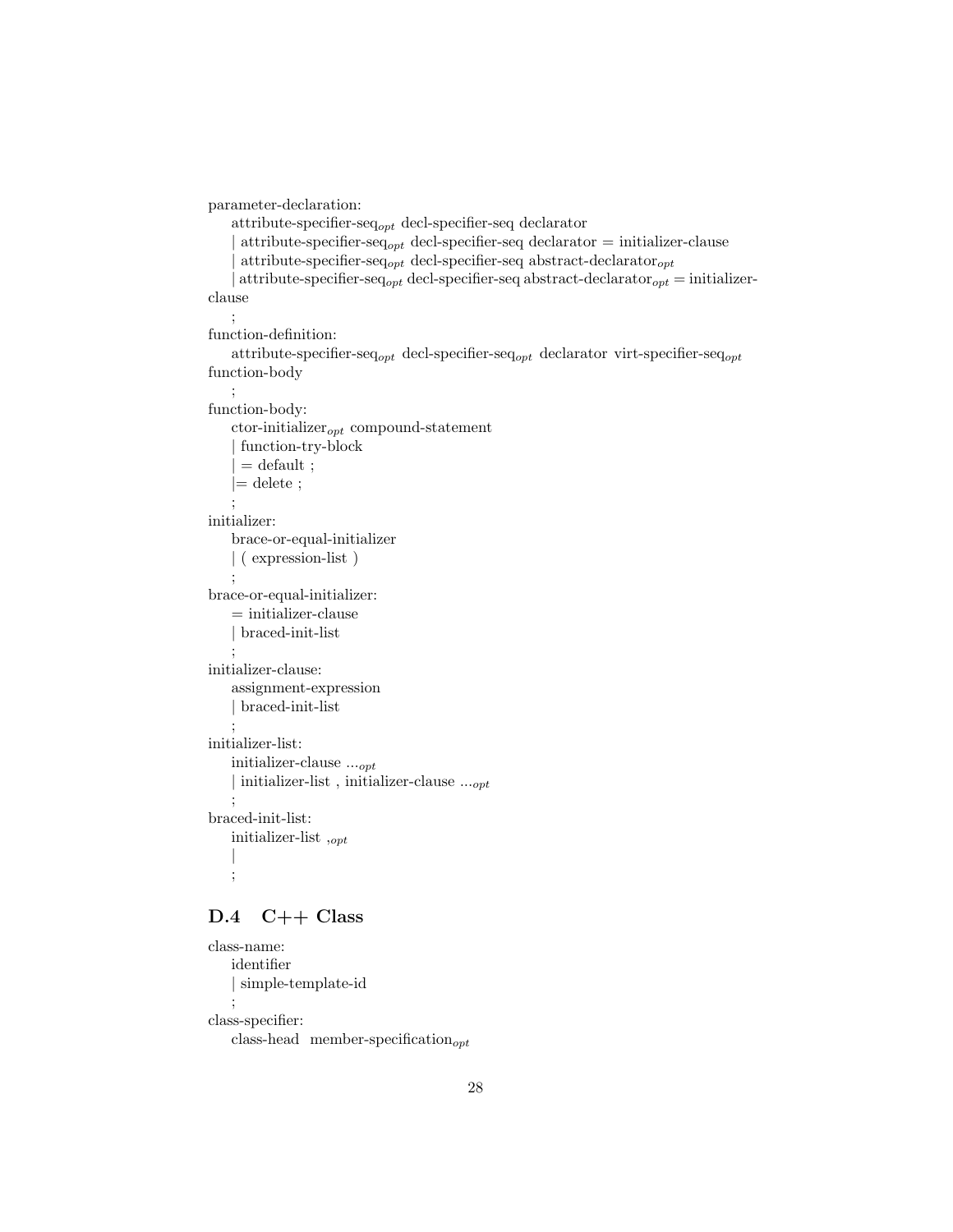parameter-declaration:
    attribute-specifier-seq$_{opt}$ decl-specifier-seq declarator
    | attribute-specifier-seq$_{opt}$ decl-specifier-seq declarator = initializer-clause
    | attribute-specifier-seq$_{opt}$ decl-specifier-seq abstract-declarator$_{opt}$
    | attribute-specifier-seq$_{opt}$ decl-specifier-seq abstract-declarator$_{opt}$ = initializer-clause
    ;
function-definition:
    attribute-specifier-seq$_{opt}$ decl-specifier-seq$_{opt}$ declarator virt-specifier-seq$_{opt}$ function-body
    ;
function-body:
    ctor-initializer$_{opt}$ compound-statement
    | function-try-block
    | = default ;
    |= delete ;
    ;
initializer:
    brace-or-equal-initializer
    | ( expression-list )
    ;
brace-or-equal-initializer:
    = initializer-clause
    | braced-init-list
    ;
initializer-clause:
    assignment-expression
    | braced-init-list
    ;
initializer-list:
    initializer-clause ...$_{opt}$
    | initializer-list , initializer-clause ...$_{opt}$
    ;
braced-init-list:
    initializer-list ,$_{opt}$
    |
    ;

## D.4 C++ Class

class-name:
    identifier
    | simple-template-id
    ;
class-specifier:
    class-head member-specification$_{opt}$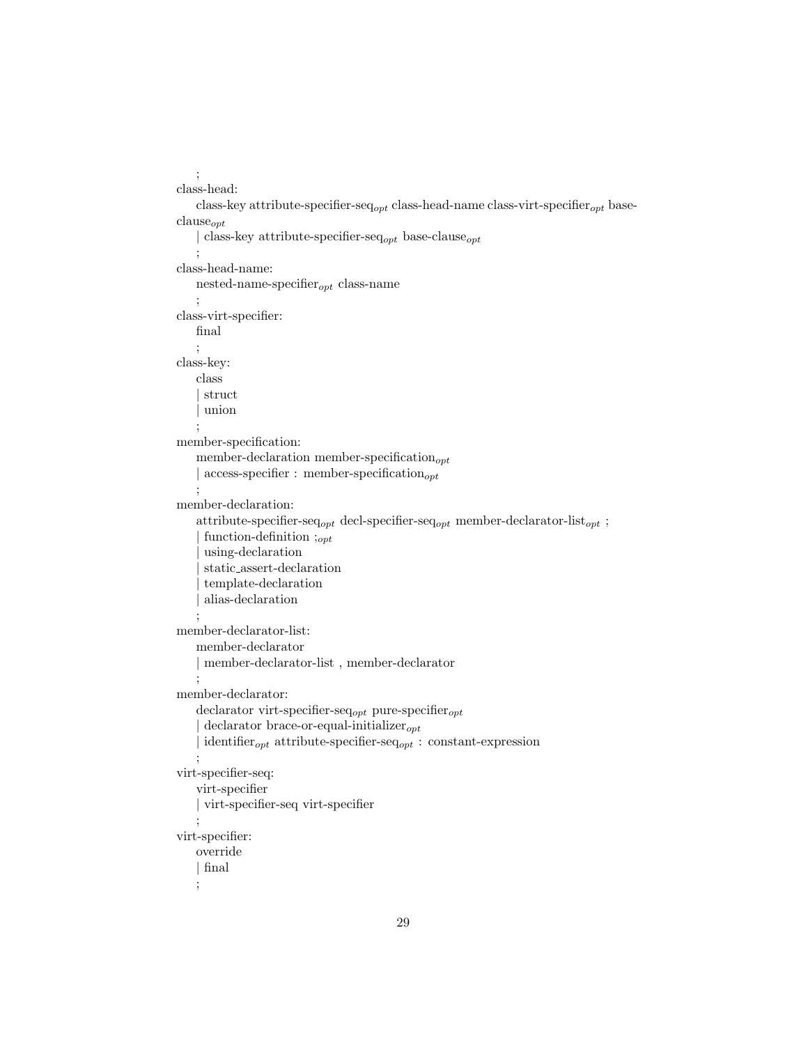;

class-head:

class-key attribute-specifier-seq$_{opt}$ class-head-name class-virt-specifier$_{opt}$ base-clause$_{opt}$

| class-key attribute-specifier-seq$_{opt}$ base-clause$_{opt}$

;

class-head-name:

nested-name-specifier$_{opt}$ class-name

;

class-virt-specifier:

final

;

class-key:

class

| struct

| union

;

member-specification:

member-declaration member-specification$_{opt}$

| access-specifier : member-specification$_{opt}$

;

member-declaration:

attribute-specifier-seq$_{opt}$ decl-specifier-seq$_{opt}$ member-declarator-list$_{opt}$ ;

| function-definition ;$_{opt}$

| using-declaration

| static_assert-declaration

| template-declaration

| alias-declaration

;

member-declarator-list:

member-declarator

| member-declarator-list , member-declarator

;

member-declarator:

declarator virt-specifier-seq$_{opt}$ pure-specifier$_{opt}$

| declarator brace-or-equal-initializer$_{opt}$

| identifier$_{opt}$ attribute-specifier-seq$_{opt}$ : constant-expression

;

virt-specifier-seq:

virt-specifier

| virt-specifier-seq virt-specifier

;

virt-specifier:

override

| final

;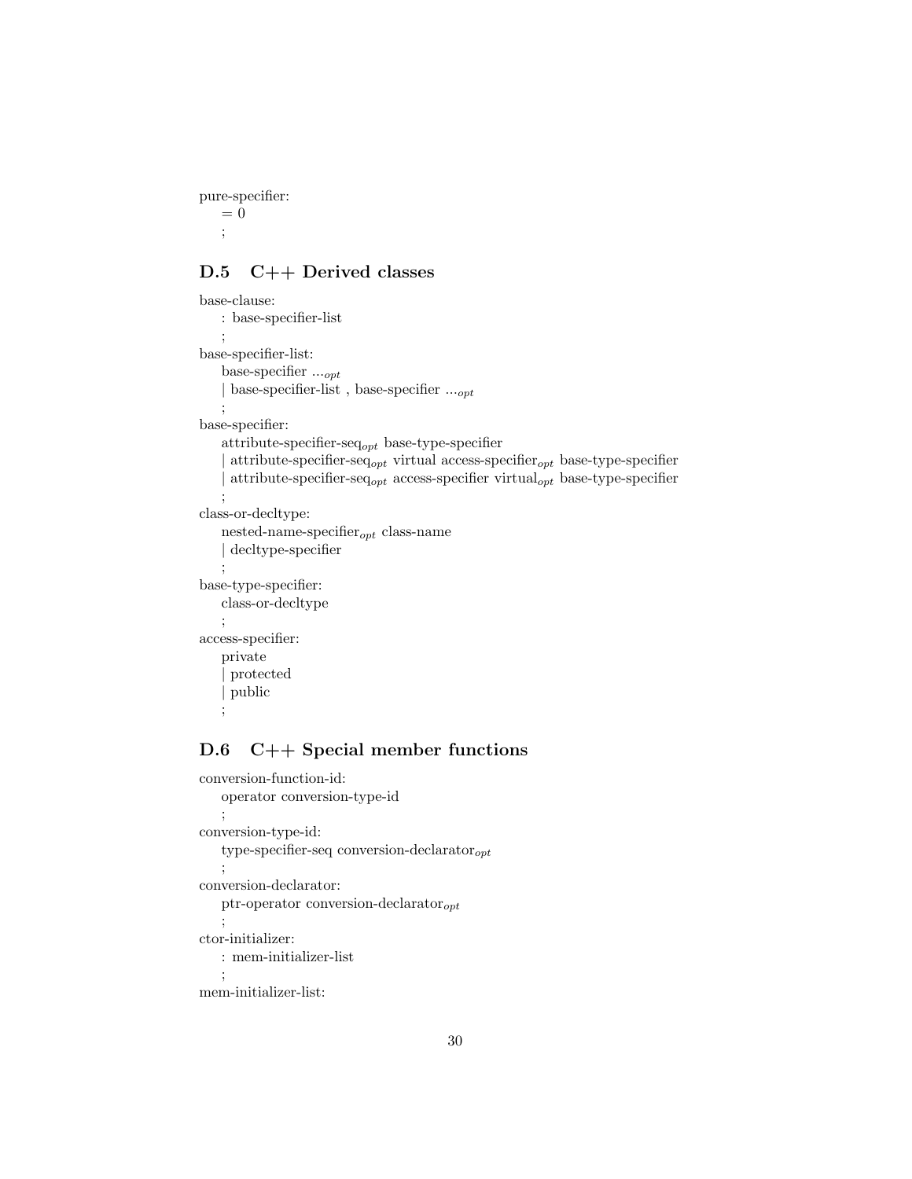pure-specifier:
    = 0
    ;

## D.5 C++ Derived classes

base-clause:
    : base-specifier-list
    ;
base-specifier-list:
    base-specifier ...$_{opt}$
    | base-specifier-list , base-specifier ...$_{opt}$
    ;
base-specifier:
    attribute-specifier-seq$_{opt}$ base-type-specifier
    | attribute-specifier-seq$_{opt}$ virtual access-specifier$_{opt}$ base-type-specifier
    | attribute-specifier-seq$_{opt}$ access-specifier virtual$_{opt}$ base-type-specifier
    ;
class-or-decltype:
    nested-name-specifier$_{opt}$ class-name
    | decltype-specifier
    ;
base-type-specifier:
    class-or-decltype
    ;
access-specifier:
    private
    | protected
    | public
    ;

## D.6 C++ Special member functions

conversion-function-id:
    operator conversion-type-id
    ;
conversion-type-id:
    type-specifier-seq conversion-declarator$_{opt}$
    ;
conversion-declarator:
    ptr-operator conversion-declarator$_{opt}$
    ;
ctor-initializer:
    : mem-initializer-list
    ;
mem-initializer-list: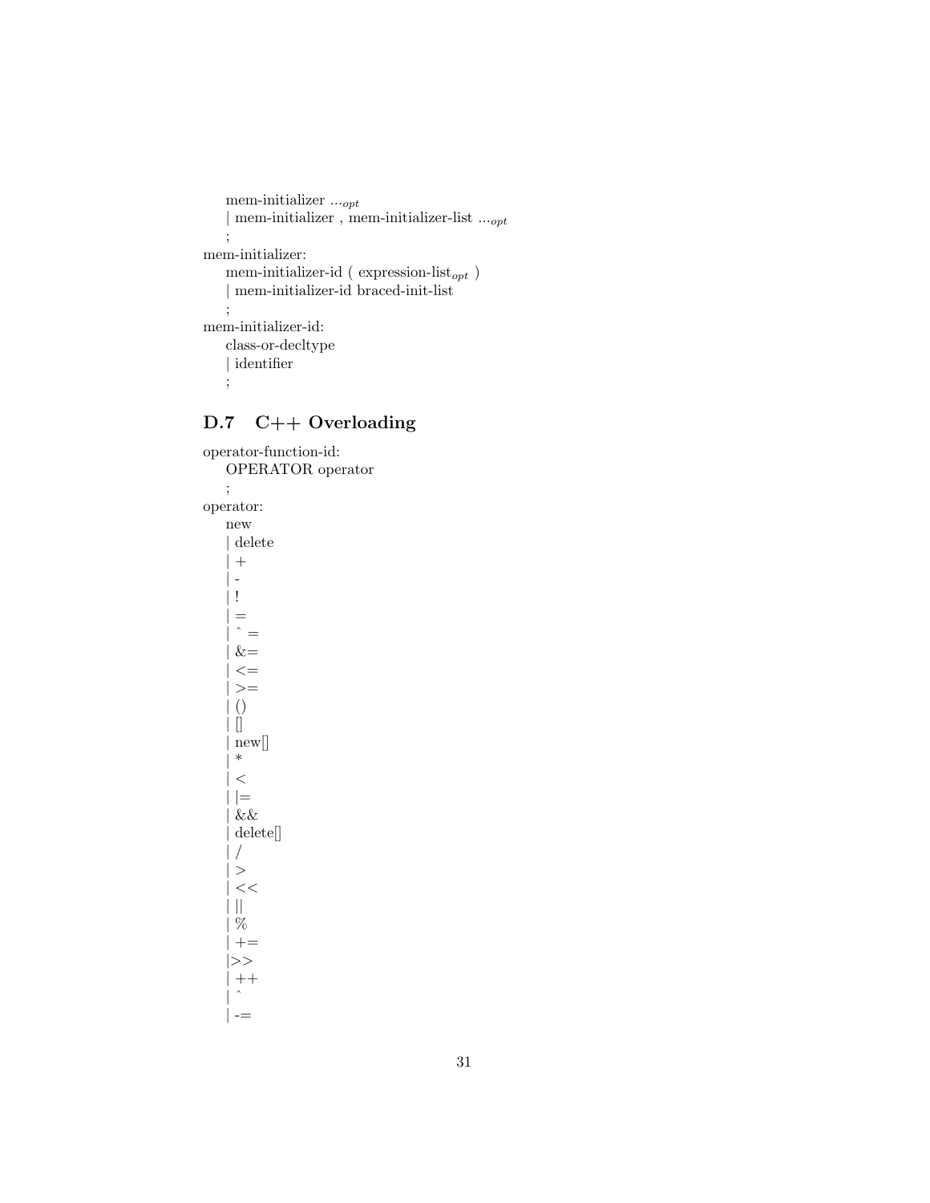mem-initializer ...$_{opt}$
| mem-initializer , mem-initializer-list ...$_{opt}$
;
mem-initializer:
mem-initializer-id ( expression-list$_{opt}$ )
| mem-initializer-id braced-init-list
;
mem-initializer-id:
class-or-decltype
| identifier
;

## D.7 C++ Overloading

operator-function-id:
OPERATOR operator
;
operator:
new
| delete
| +
| -
| !
| =
| ˆ =
| &=
| <=
| >=
| ()
| []
| new[]
| *
| <
| |=
| &&
| delete[]
| /
| >
| <<
| ||
| %
| +=
|>>
| ++
| ˆ
| -=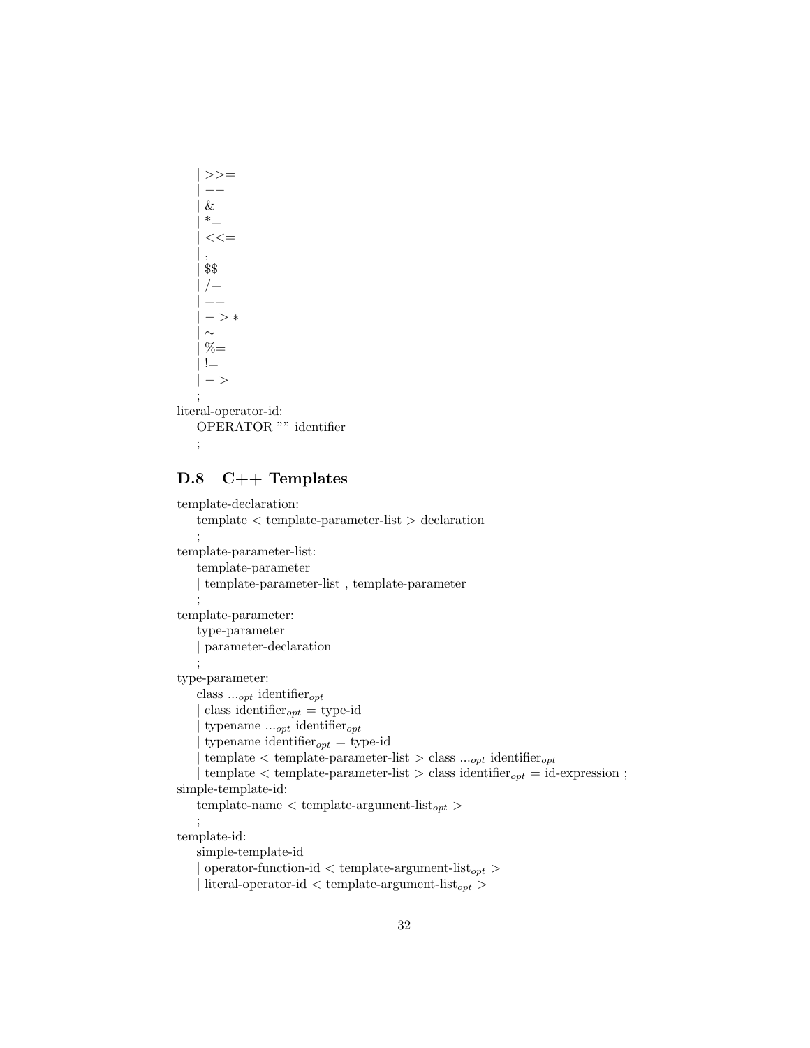| >>=
| −−
| &
| *=
| <<=
| ,
| $$
| /=
| ==
| − > ∗
| ∼
| %=
| !=
| − >
;

literal-operator-id:
OPERATOR "" identifier
;

## D.8 C++ Templates

template-declaration:
template < template-parameter-list > declaration
;

template-parameter-list:
template-parameter
| template-parameter-list , template-parameter
;

template-parameter:
type-parameter
| parameter-declaration
;

type-parameter:
class $..._{opt}$ identifier$_{opt}$
| class identifier$_{opt}$ = type-id
| typename $..._{opt}$ identifier$_{opt}$
| typename identifier$_{opt}$ = type-id
| template < template-parameter-list > class $..._{opt}$ identifier$_{opt}$
| template < template-parameter-list > class identifier$_{opt}$ = id-expression ;

simple-template-id:
template-name < template-argument-list$_{opt}$ >
;

template-id:
simple-template-id
| operator-function-id < template-argument-list$_{opt}$ >
| literal-operator-id < template-argument-list$_{opt}$ >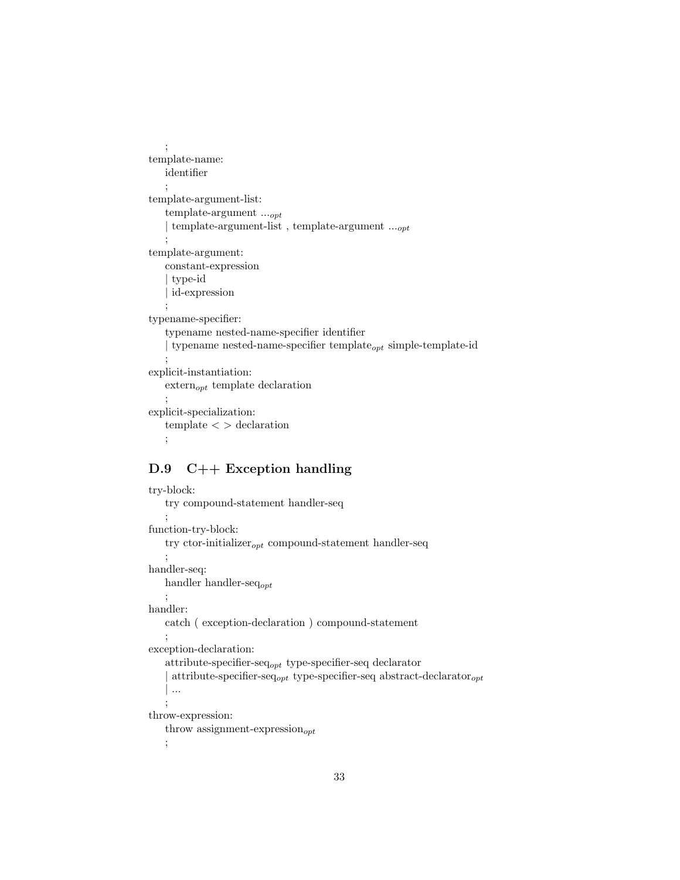;

template-name:

identifier

;

template-argument-list:

template-argument ...$_{opt}$

| template-argument-list , template-argument ...$_{opt}$

;

template-argument:

constant-expression

| type-id

| id-expression

;

typename-specifier:

typename nested-name-specifier identifier

| typename nested-name-specifier template$_{opt}$ simple-template-id

;

explicit-instantiation:

extern$_{opt}$ template declaration

;

explicit-specialization:

template < > declaration

;

## D.9 C++ Exception handling

try-block:

try compound-statement handler-seq

;

function-try-block:

try ctor-initializer$_{opt}$ compound-statement handler-seq

;

handler-seq:

handler handler-seq$_{opt}$

;

handler:

catch ( exception-declaration ) compound-statement

;

exception-declaration:

attribute-specifier-seq$_{opt}$ type-specifier-seq declarator

| attribute-specifier-seq$_{opt}$ type-specifier-seq abstract-declarator$_{opt}$

| ...

;

throw-expression:

throw assignment-expression$_{opt}$

;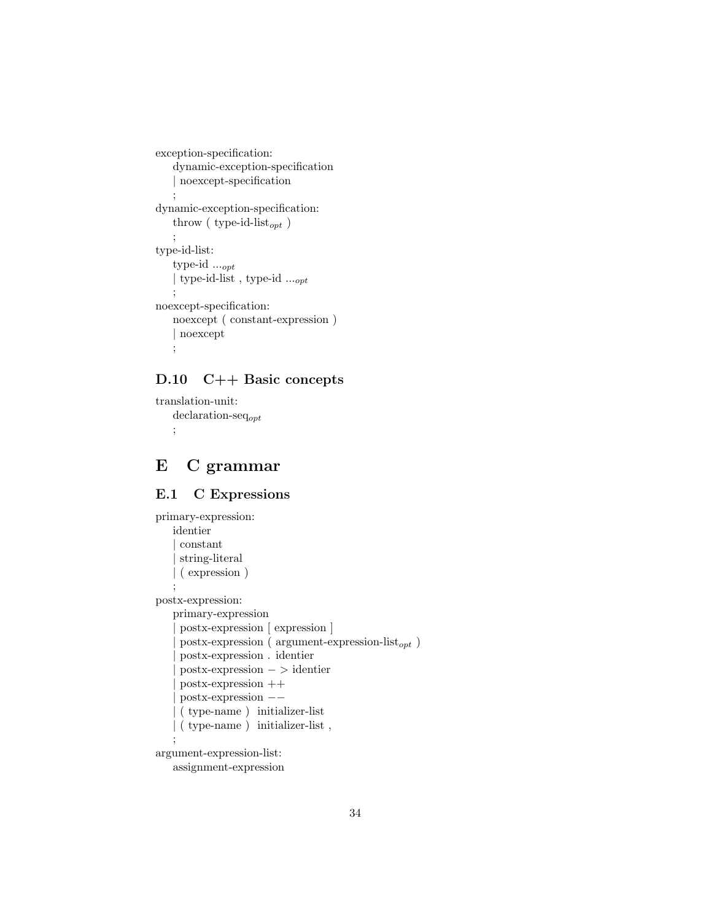exception-specification:
  dynamic-exception-specification
  | noexcept-specification
  ;
dynamic-exception-specification:
  throw ( type-id-list$_{opt}$ )
  ;
type-id-list:
  type-id ...$_{opt}$
  | type-id-list , type-id ...$_{opt}$
  ;
noexcept-specification:
  noexcept ( constant-expression )
  | noexcept
  ;

### D.10 C++ Basic concepts

translation-unit:
  declaration-seq$_{opt}$
  ;

## E C grammar

### E.1 C Expressions

primary-expression:
  identier
  | constant
  | string-literal
  | ( expression )
  ;
postx-expression:
  primary-expression
  | postx-expression [ expression ]
  | postx-expression ( argument-expression-list$_{opt}$ )
  | postx-expression . identier
  | postx-expression − > identier
  | postx-expression ++
  | postx-expression −−
  | ( type-name ) initializer-list
  | ( type-name ) initializer-list ,
  ;
argument-expression-list:
  assignment-expression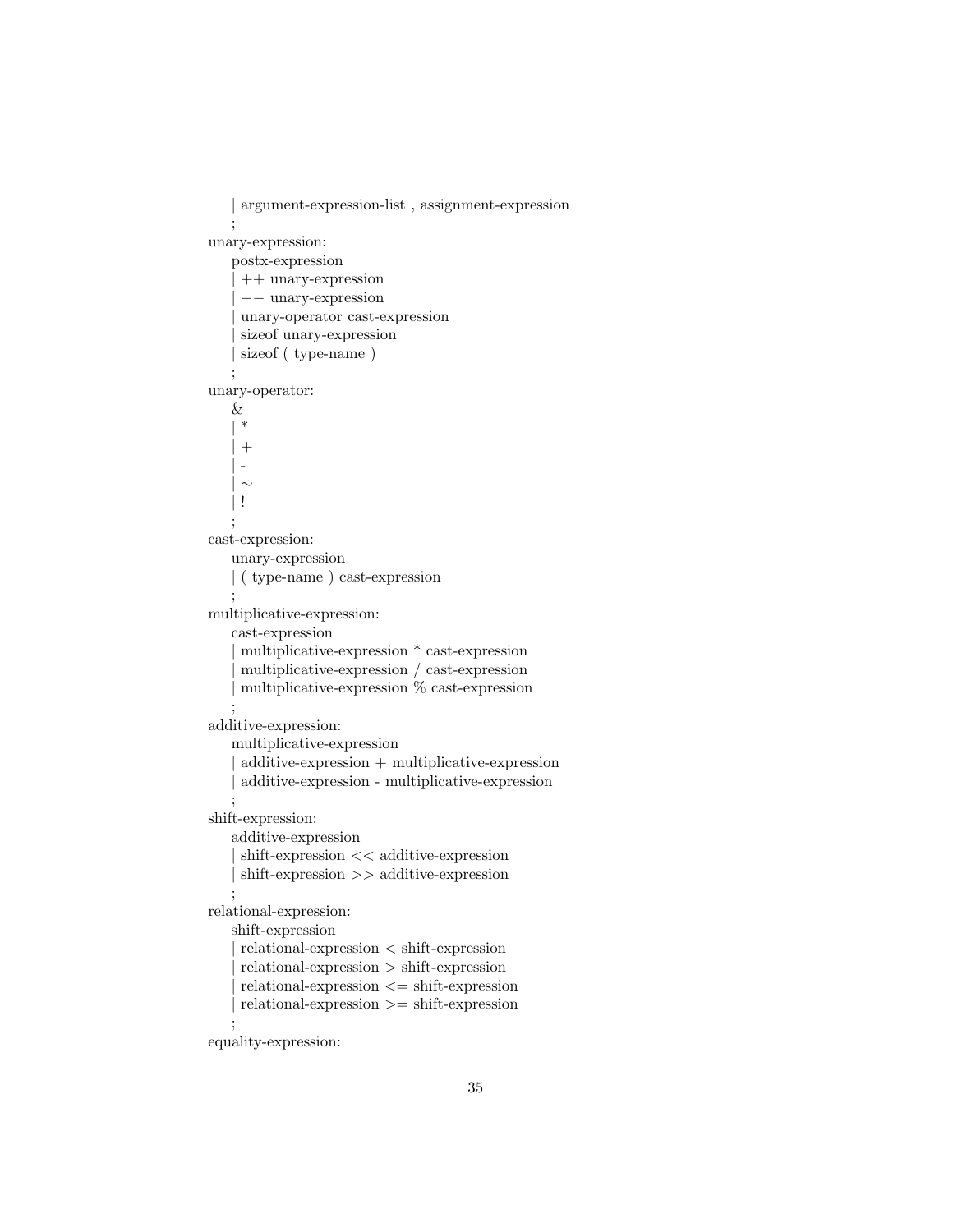```
    | argument-expression-list , assignment-expression
    ;
unary-expression:
    postx-expression
    | ++ unary-expression
    | −− unary-expression
    | unary-operator cast-expression
    | sizeof unary-expression
    | sizeof ( type-name )
    ;
unary-operator:
    &
    | *
    | +
    | -
    | ∼
    | !
    ;
cast-expression:
    unary-expression
    | ( type-name ) cast-expression
    ;
multiplicative-expression:
    cast-expression
    | multiplicative-expression * cast-expression
    | multiplicative-expression / cast-expression
    | multiplicative-expression % cast-expression
    ;
additive-expression:
    multiplicative-expression
    | additive-expression + multiplicative-expression
    | additive-expression - multiplicative-expression
    ;
shift-expression:
    additive-expression
    | shift-expression << additive-expression
    | shift-expression >> additive-expression
    ;
relational-expression:
    shift-expression
    | relational-expression < shift-expression
    | relational-expression > shift-expression
    | relational-expression <= shift-expression
    | relational-expression >= shift-expression
    ;
equality-expression:
```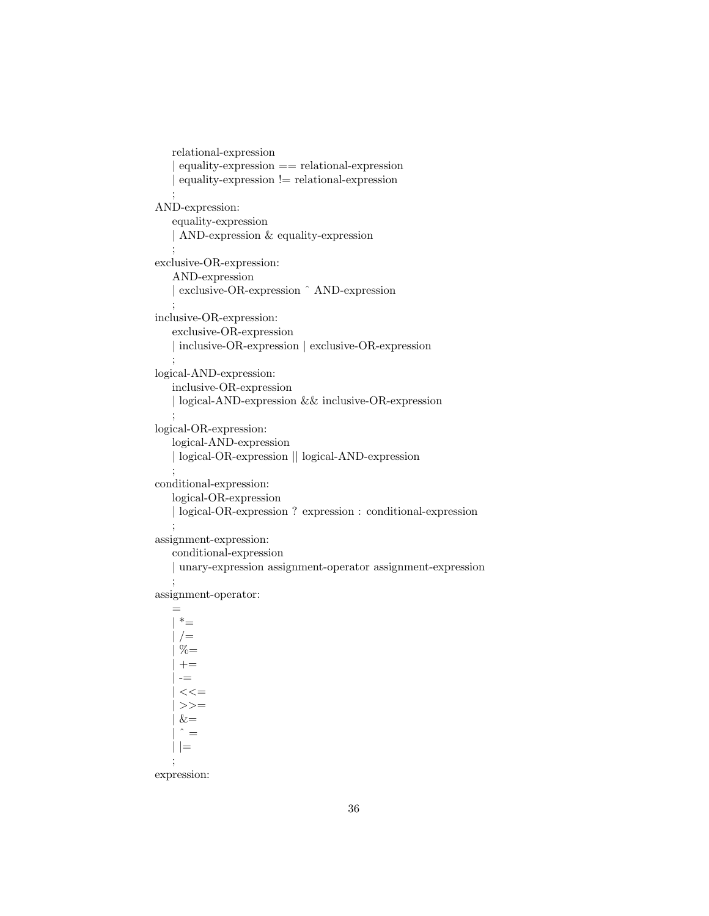```
    relational-expression
    | equality-expression == relational-expression
    | equality-expression != relational-expression
    ;
AND-expression:
    equality-expression
    | AND-expression & equality-expression
    ;
exclusive-OR-expression:
    AND-expression
    | exclusive-OR-expression ^ AND-expression
    ;
inclusive-OR-expression:
    exclusive-OR-expression
    | inclusive-OR-expression | exclusive-OR-expression
    ;
logical-AND-expression:
    inclusive-OR-expression
    | logical-AND-expression && inclusive-OR-expression
    ;
logical-OR-expression:
    logical-AND-expression
    | logical-OR-expression || logical-AND-expression
    ;
conditional-expression:
    logical-OR-expression
    | logical-OR-expression ? expression : conditional-expression
    ;
assignment-expression:
    conditional-expression
    | unary-expression assignment-operator assignment-expression
    ;
assignment-operator:
    =
    | *=
    | /=
    | %=
    | +=
    | -=
    | <<=
    | >>=
    | &=
    | ^ =
    | |=
    ;
expression:
```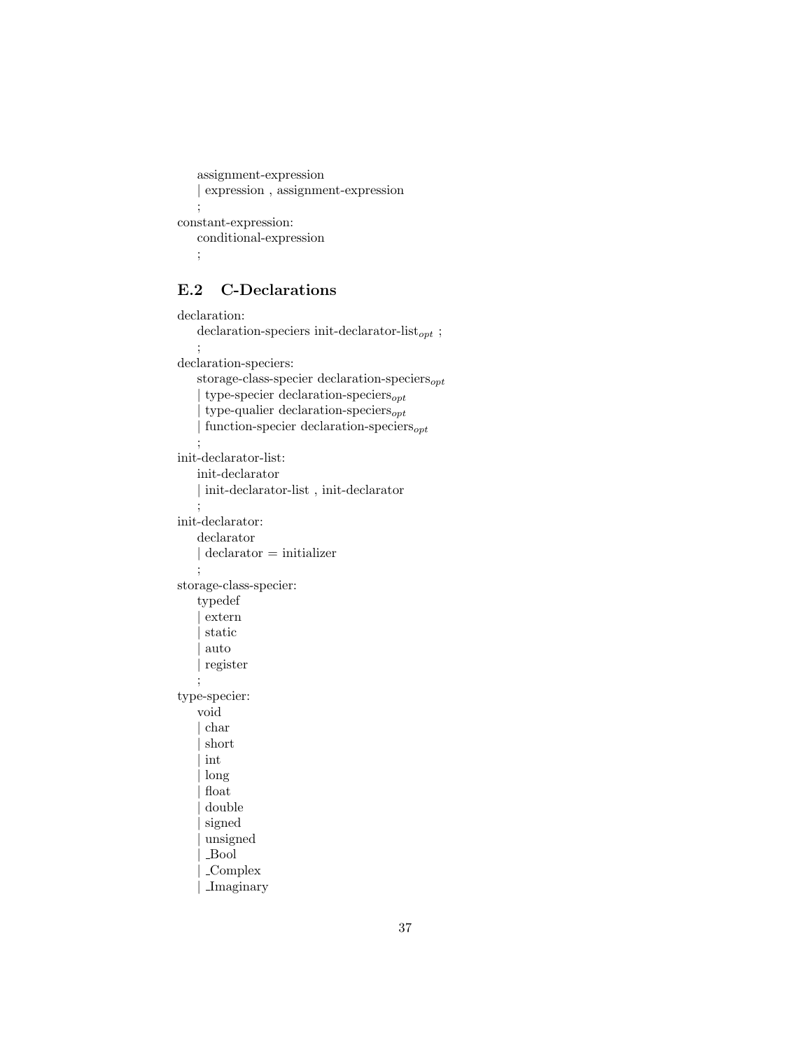assignment-expression
    | expression , assignment-expression
    ;
constant-expression:
    conditional-expression
    ;

## E.2 C-Declarations

declaration:
    declaration-speciers init-declarator-list$_{opt}$ ;
    ;
declaration-speciers:
    storage-class-specier declaration-speciers$_{opt}$
    | type-specier declaration-speciers$_{opt}$
    | type-qualier declaration-speciers$_{opt}$
    | function-specier declaration-speciers$_{opt}$
    ;
init-declarator-list:
    init-declarator
    | init-declarator-list , init-declarator
    ;
init-declarator:
    declarator
    | declarator = initializer
    ;
storage-class-specier:
    typedef
    | extern
    | static
    | auto
    | register
    ;
type-specier:
    void
    | char
    | short
    | int
    | long
    | float
    | double
    | signed
    | unsigned
    | _Bool
    | _Complex
    | _Imaginary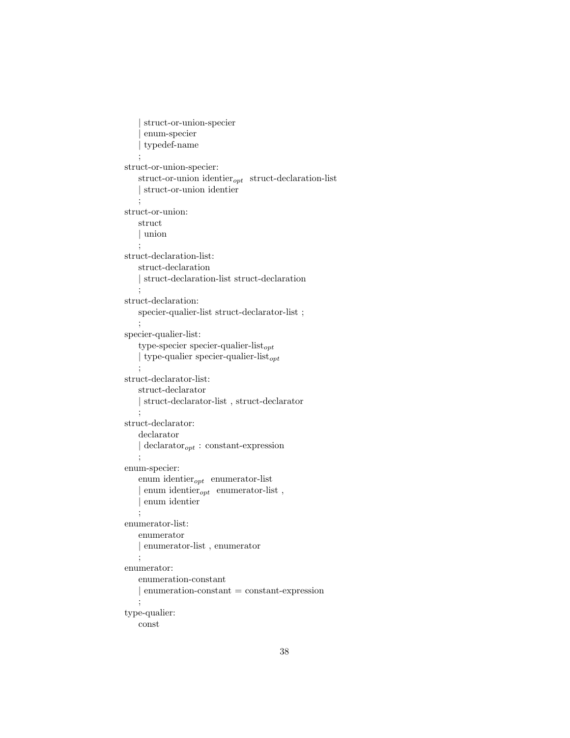```
    | struct-or-union-specier
    | enum-specier
    | typedef-name
    ;
struct-or-union-specier:
    struct-or-union identier_opt struct-declaration-list
    | struct-or-union identier
    ;
struct-or-union:
    struct
    | union
    ;
struct-declaration-list:
    struct-declaration
    | struct-declaration-list struct-declaration
    ;
struct-declaration:
    specier-qualier-list struct-declarator-list ;
    ;
specier-qualier-list:
    type-specier specier-qualier-list_opt
    | type-qualier specier-qualier-list_opt
    ;
struct-declarator-list:
    struct-declarator
    | struct-declarator-list , struct-declarator
    ;
struct-declarator:
    declarator
    | declarator_opt : constant-expression
    ;
enum-specier:
    enum identier_opt enumerator-list
    | enum identier_opt enumerator-list ,
    | enum identier
    ;
enumerator-list:
    enumerator
    | enumerator-list , enumerator
    ;
enumerator:
    enumeration-constant
    | enumeration-constant = constant-expression
    ;
type-qualier:
    const
```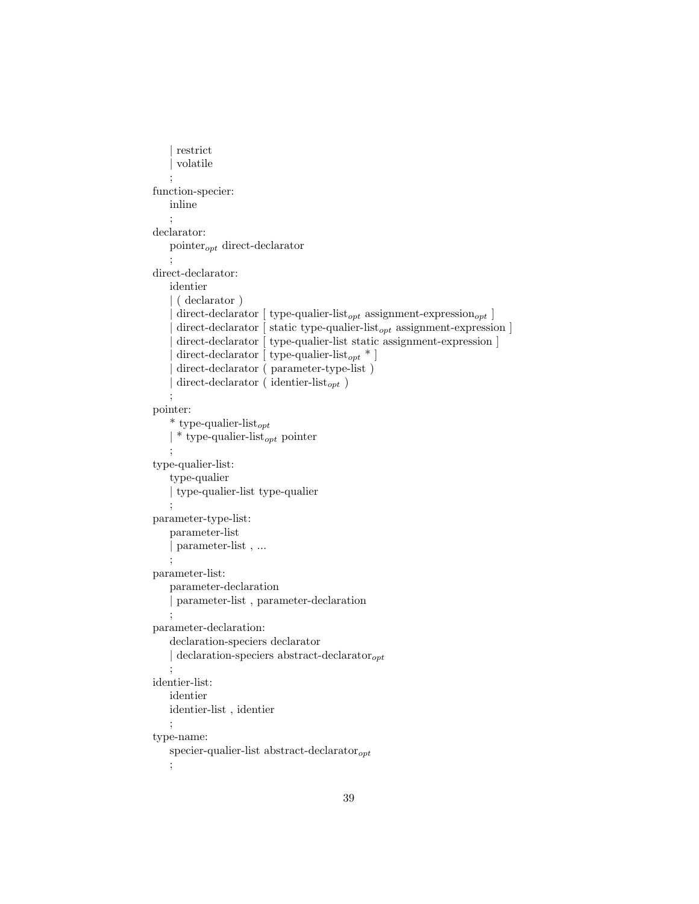```
    | restrict
    | volatile
    ;
function-specier:
    inline
    ;
declarator:
    pointer_opt direct-declarator
    ;
direct-declarator:
    identier
    | ( declarator )
    | direct-declarator [ type-qualier-list_opt assignment-expression_opt ]
    | direct-declarator [ static type-qualier-list_opt assignment-expression ]
    | direct-declarator [ type-qualier-list static assignment-expression ]
    | direct-declarator [ type-qualier-list_opt * ]
    | direct-declarator ( parameter-type-list )
    | direct-declarator ( identier-list_opt )
    ;
pointer:
    * type-qualier-list_opt
    | * type-qualier-list_opt pointer
    ;
type-qualier-list:
    type-qualier
    | type-qualier-list type-qualier
    ;
parameter-type-list:
    parameter-list
    | parameter-list , ...
    ;
parameter-list:
    parameter-declaration
    | parameter-list , parameter-declaration
    ;
parameter-declaration:
    declaration-speciers declarator
    | declaration-speciers abstract-declarator_opt
    ;
identier-list:
    identier
    identier-list , identier
    ;
type-name:
    specier-qualier-list abstract-declarator_opt
    ;
```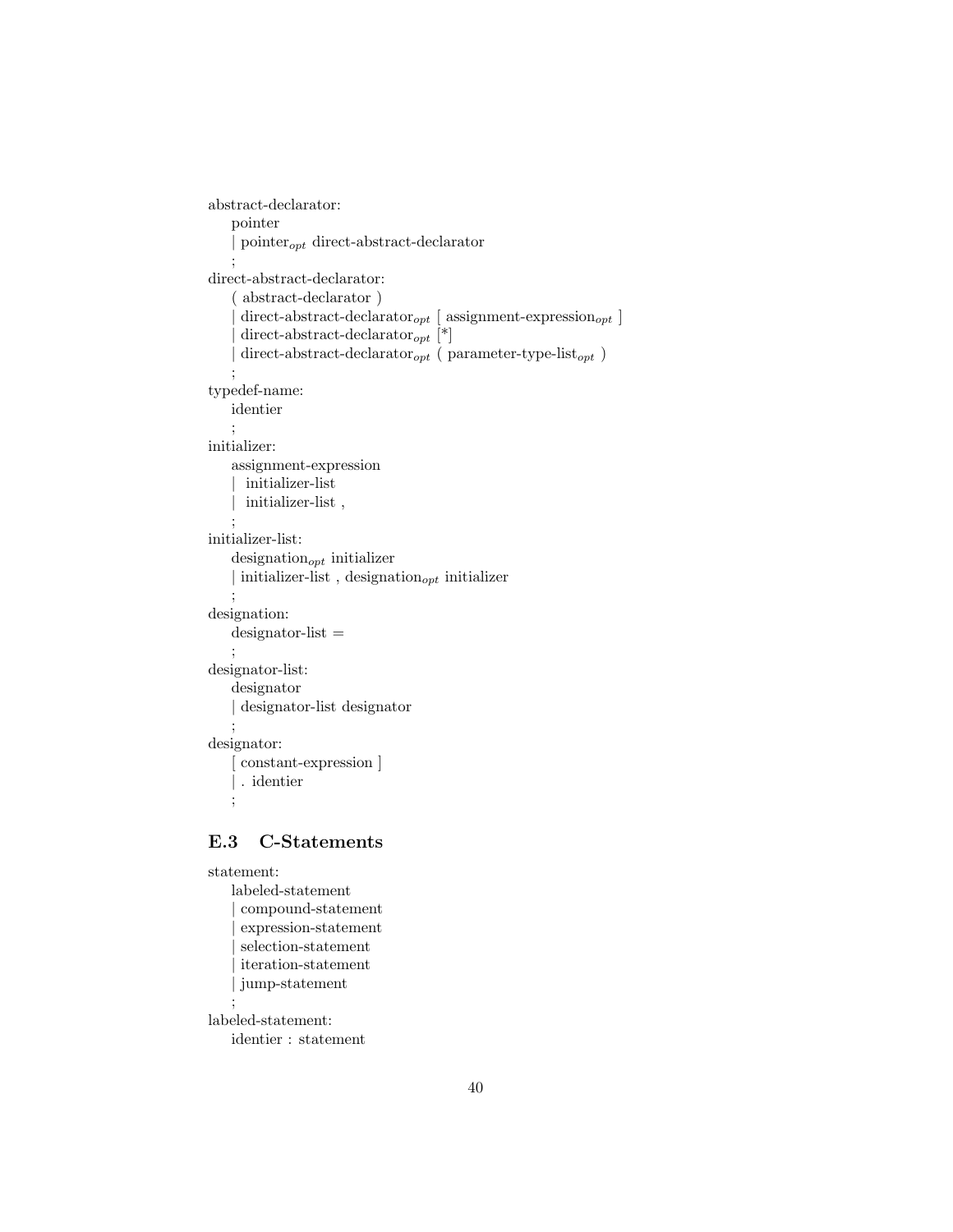abstract-declarator:
    pointer
    | $\text{pointer}_{opt}$ direct-abstract-declarator
    ;
direct-abstract-declarator:
    ( abstract-declarator )
    | $\text{direct-abstract-declarator}_{opt}$ [ $\text{assignment-expression}_{opt}$ ]
    | $\text{direct-abstract-declarator}_{opt}$ [*]
    | $\text{direct-abstract-declarator}_{opt}$ ( $\text{parameter-type-list}_{opt}$ )
    ;
typedef-name:
    identier
    ;
initializer:
    assignment-expression
    | initializer-list
    | initializer-list ,
    ;
initializer-list:
    $\text{designation}_{opt}$ initializer
    | initializer-list , $\text{designation}_{opt}$ initializer
    ;
designation:
    designator-list =
    ;
designator-list:
    designator
    | designator-list designator
    ;
designator:
    [ constant-expression ]
    | . identier
    ;

## E.3 C-Statements

statement:
    labeled-statement
    | compound-statement
    | expression-statement
    | selection-statement
    | iteration-statement
    | jump-statement
    ;
labeled-statement:
    identier : statement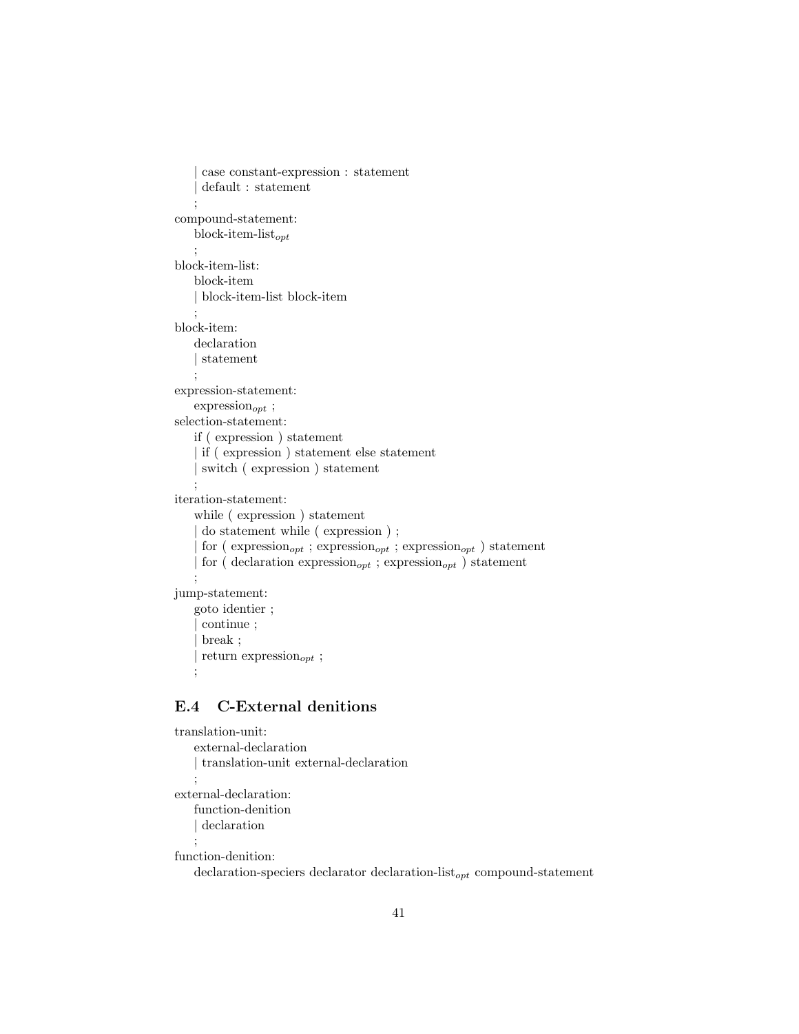| case constant-expression : statement
| default : statement
;

compound-statement:
block-item-list$_{opt}$
;

block-item-list:
block-item
| block-item-list block-item
;

block-item:
declaration
| statement
;

expression-statement:
expression$_{opt}$ ;

selection-statement:
if ( expression ) statement
| if ( expression ) statement else statement
| switch ( expression ) statement
;

iteration-statement:
while ( expression ) statement
| do statement while ( expression ) ;
| for ( expression$_{opt}$ ; expression$_{opt}$ ; expression$_{opt}$ ) statement
| for ( declaration expression$_{opt}$ ; expression$_{opt}$ ) statement
;

jump-statement:
goto identier ;
| continue ;
| break ;
| return expression$_{opt}$ ;
;

## E.4 C-External denitions

translation-unit:
external-declaration
| translation-unit external-declaration
;

external-declaration:
function-denition
| declaration
;

function-denition:
declaration-speciers declarator declaration-list$_{opt}$ compound-statement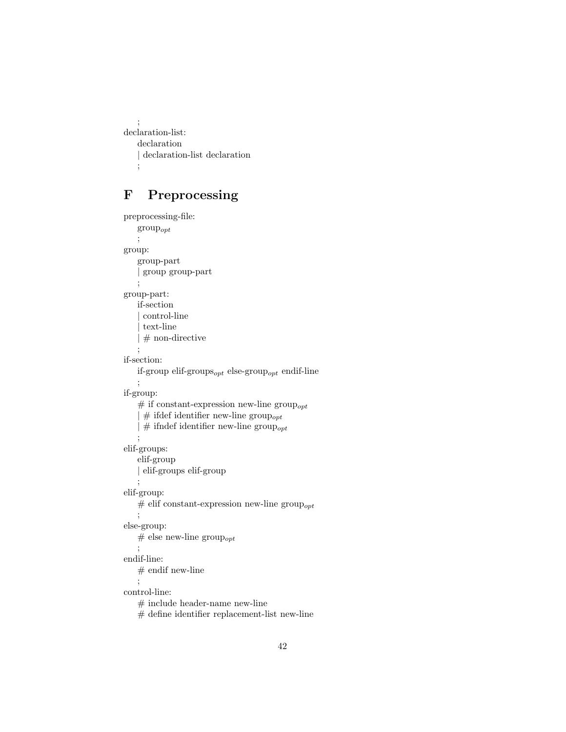;

declaration-list:

    declaration
    | declaration-list declaration
    ;

## F Preprocessing

preprocessing-file:

    group$_{opt}$
    ;

group:

    group-part
    | group group-part
    ;

group-part:

    if-section
    | control-line
    | text-line
    | # non-directive
    ;

if-section:

    if-group elif-groups$_{opt}$ else-group$_{opt}$ endif-line
    ;

if-group:

    # if constant-expression new-line group$_{opt}$
    | # ifdef identifier new-line group$_{opt}$
    | # ifndef identifier new-line group$_{opt}$
    ;

elif-groups:

    elif-group
    | elif-groups elif-group
    ;

elif-group:

    # elif constant-expression new-line group$_{opt}$
    ;

else-group:

    # else new-line group$_{opt}$
    ;

endif-line:

    # endif new-line
    ;

control-line:

    # include header-name new-line
    # define identifier replacement-list new-line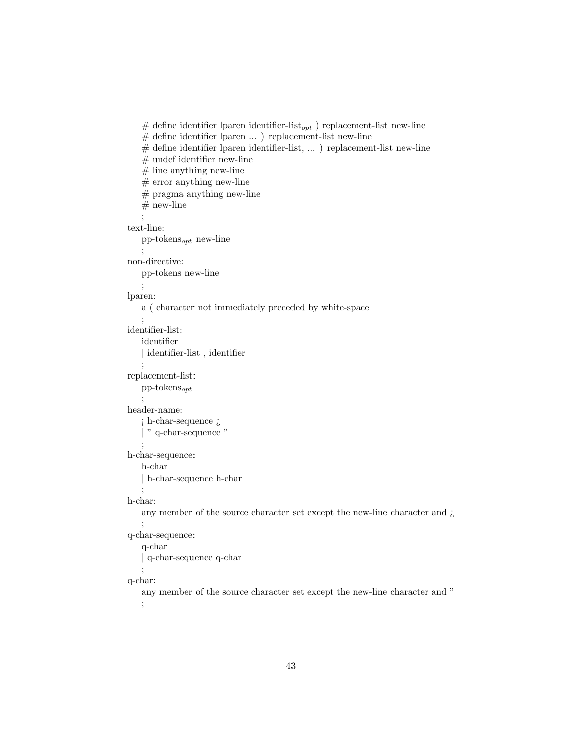# define identifier lparen identifier-list$_{opt}$ ) replacement-list new-line
# define identifier lparen ... ) replacement-list new-line
# define identifier lparen identifier-list, ... ) replacement-list new-line
# undef identifier new-line
# line anything new-line
# error anything new-line
# pragma anything new-line
# new-line
;

text-line:
pp-tokens$_{opt}$ new-line
;

non-directive:
pp-tokens new-line
;

lparen:
a ( character not immediately preceded by white-space
;

identifier-list:
identifier
| identifier-list , identifier
;

replacement-list:
pp-tokens$_{opt}$
;

header-name:
¡ h-char-sequence ¿
| " q-char-sequence "
;

h-char-sequence:
h-char
| h-char-sequence h-char
;

h-char:
any member of the source character set except the new-line character and ¿
;

q-char-sequence:
q-char
| q-char-sequence q-char
;

q-char:
any member of the source character set except the new-line character and "
;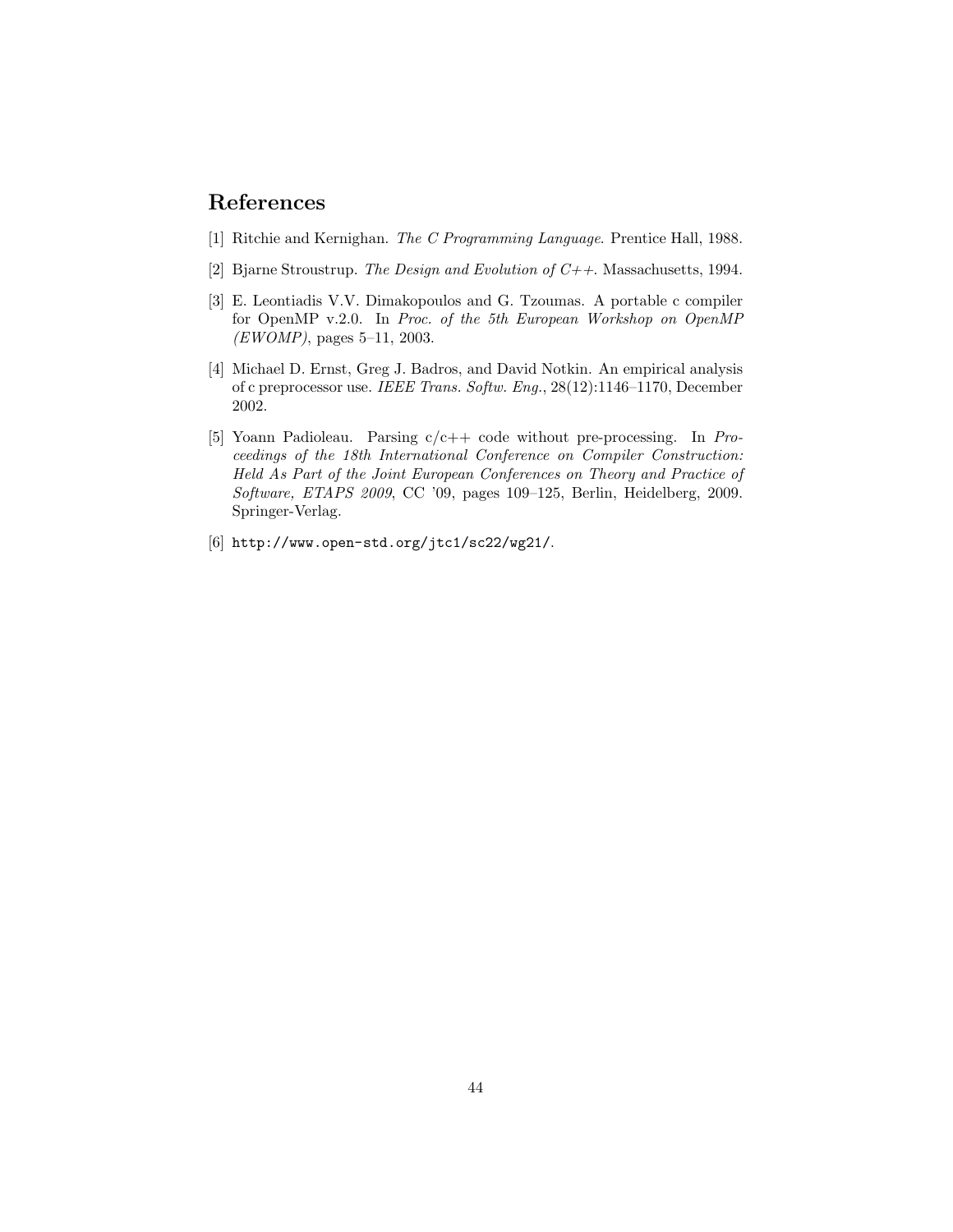## References

[1] Ritchie and Kernighan. *The C Programming Language*. Prentice Hall, 1988.

[2] Bjarne Stroustrup. *The Design and Evolution of C++*. Massachusetts, 1994.

[3] E. Leontiadis V.V. Dimakopoulos and G. Tzoumas. A portable c compiler for OpenMP v.2.0. In *Proc. of the 5th European Workshop on OpenMP (EWOMP)*, pages 5–11, 2003.

[4] Michael D. Ernst, Greg J. Badros, and David Notkin. An empirical analysis of c preprocessor use. *IEEE Trans. Softw. Eng.*, 28(12):1146–1170, December 2002.

[5] Yoann Padioleau. Parsing c/c++ code without pre-processing. In *Proceedings of the 18th International Conference on Compiler Construction: Held As Part of the Joint European Conferences on Theory and Practice of Software, ETAPS 2009*, CC '09, pages 109–125, Berlin, Heidelberg, 2009. Springer-Verlag.

[6] `http://www.open-std.org/jtc1/sc22/wg21/`.